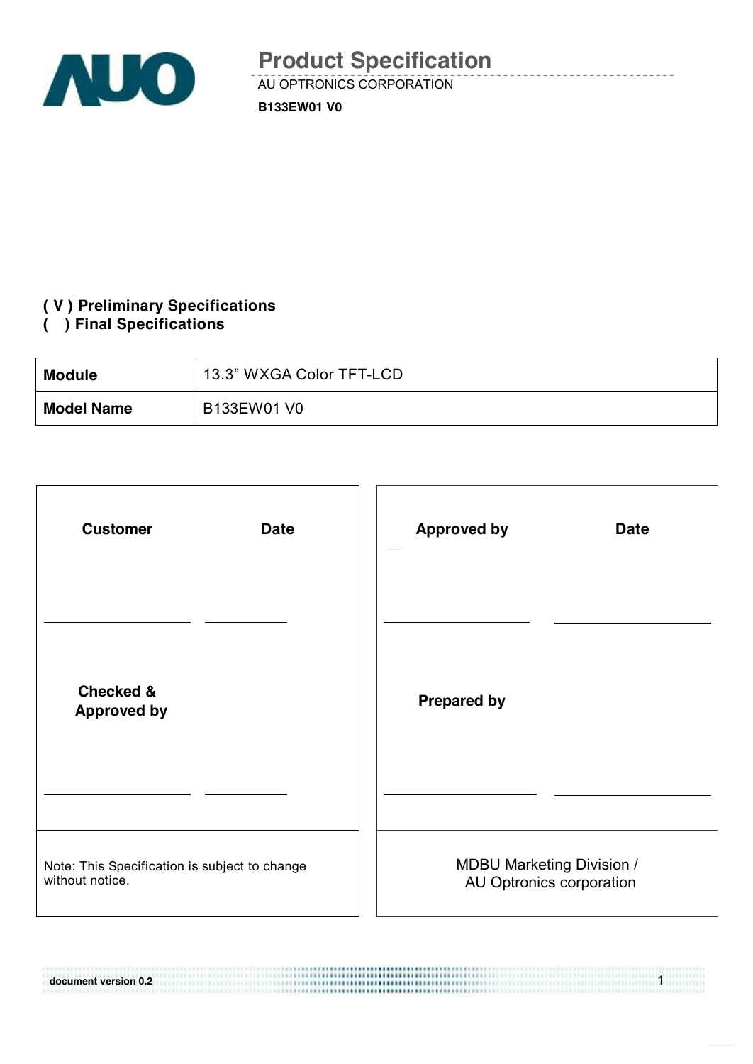# Product Specification

AU OPTRONICS CORPORATION

**B133EW01 V0**

**( V ) Preliminary Specifications**
**(   ) Final Specifications**

| **Module** | 13.3" WXGA Color TFT-LCD |
|---|---|
| **Model Name** | B133EW01 V0 |

| **Customer** | **Date** | **Approved by** | **Date** |
|---|---|---|---|
| | | | |
| **Checked & Approved by** | | **Prepared by** | |
| | | | |
| Note: This Specification is subject to change without notice. | | MDBU Marketing Division / AU Optronics corporation | |

document version 0.2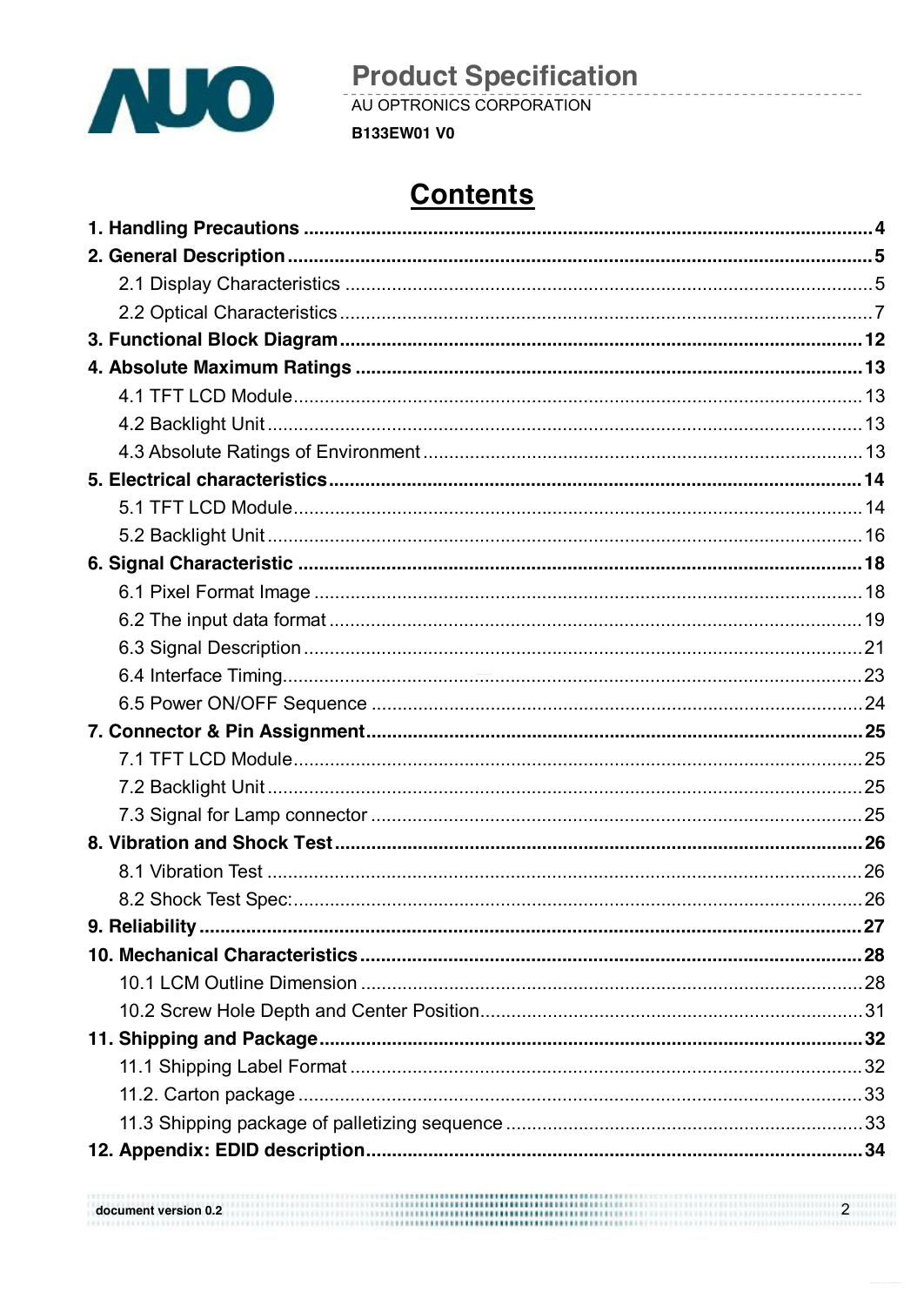# Contents

**1. Handling Precautions** .......... **4**

**2. General Description** .......... **5**

- 2.1 Display Characteristics .......... 5
- 2.2 Optical Characteristics .......... 7

**3. Functional Block Diagram** .......... **12**

**4. Absolute Maximum Ratings** .......... **13**

- 4.1 TFT LCD Module .......... 13
- 4.2 Backlight Unit .......... 13
- 4.3 Absolute Ratings of Environment .......... 13

**5. Electrical characteristics** .......... **14**

- 5.1 TFT LCD Module .......... 14
- 5.2 Backlight Unit .......... 16

**6. Signal Characteristic** .......... **18**

- 6.1 Pixel Format Image .......... 18
- 6.2 The input data format .......... 19
- 6.3 Signal Description .......... 21
- 6.4 Interface Timing .......... 23
- 6.5 Power ON/OFF Sequence .......... 24

**7. Connector & Pin Assignment** .......... **25**

- 7.1 TFT LCD Module .......... 25
- 7.2 Backlight Unit .......... 25
- 7.3 Signal for Lamp connector .......... 25

**8. Vibration and Shock Test** .......... **26**

- 8.1 Vibration Test .......... 26
- 8.2 Shock Test Spec: .......... 26

**9. Reliability** .......... **27**

**10. Mechanical Characteristics** .......... **28**

- 10.1 LCM Outline Dimension .......... 28
- 10.2 Screw Hole Depth and Center Position .......... 31

**11. Shipping and Package** .......... **32**

- 11.1 Shipping Label Format .......... 32
- 11.2. Carton package .......... 33
- 11.3 Shipping package of palletizing sequence .......... 33

**12. Appendix: EDID description** .......... **34**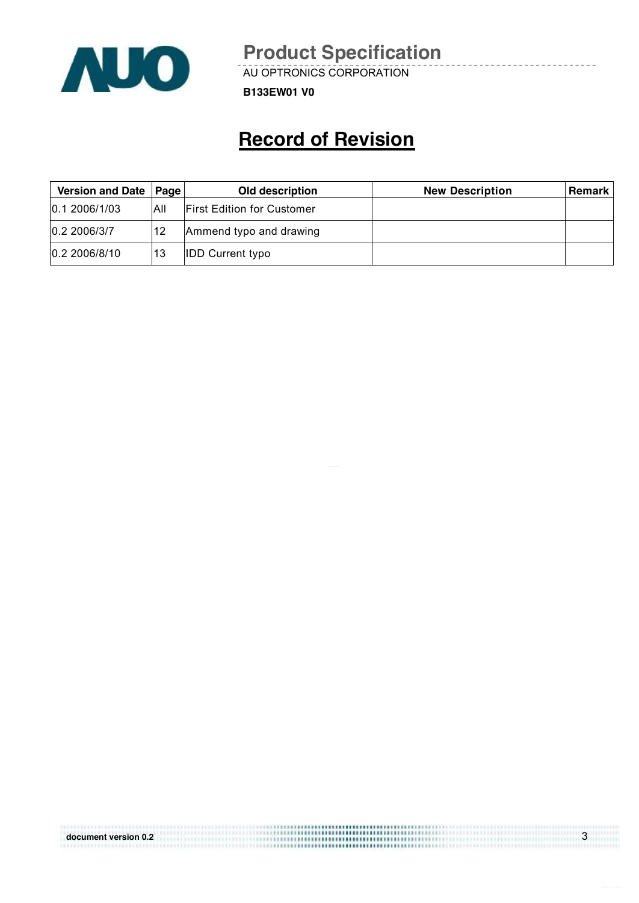# Record of Revision

| Version and Date | Page | Old description | New Description | Remark |
|---|---|---|---|---|
| 0.1 2006/1/03 | All | First Edition for Customer | | |
| 0.2 2006/3/7 | 12 | Ammend typo and drawing | | |
| 0.2 2006/8/10 | 13 | IDD Current typo | | |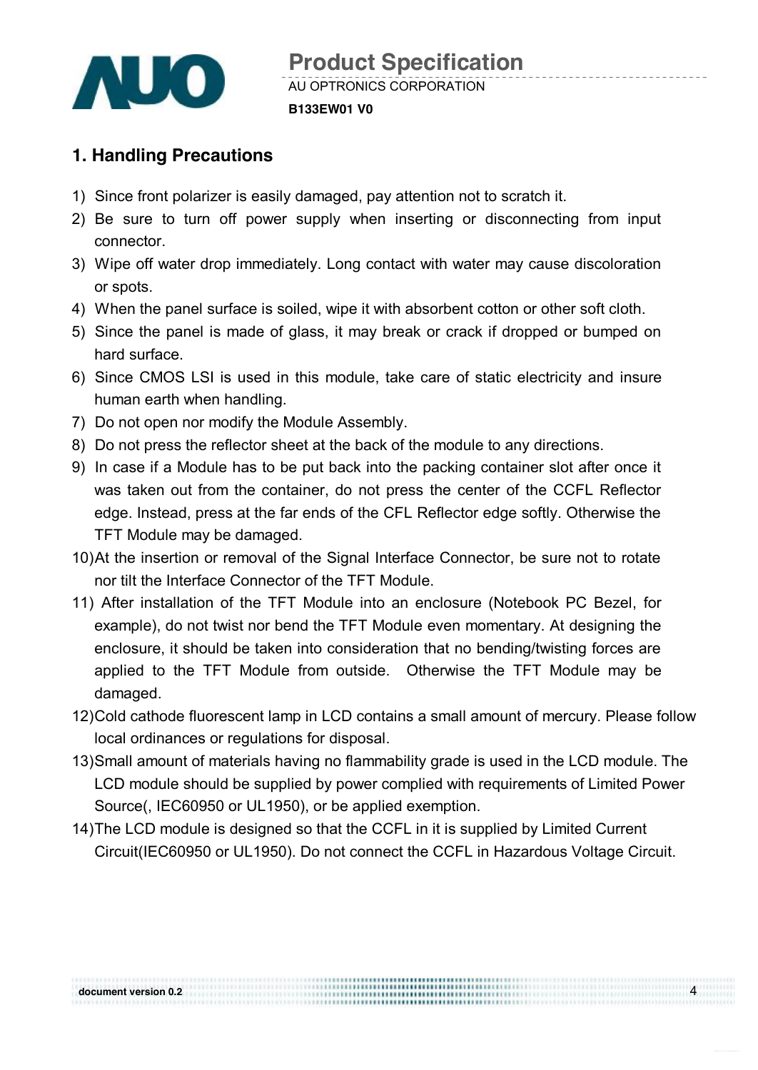# 1. Handling Precautions

1) Since front polarizer is easily damaged, pay attention not to scratch it.
2) Be sure to turn off power supply when inserting or disconnecting from input connector.
3) Wipe off water drop immediately. Long contact with water may cause discoloration or spots.
4) When the panel surface is soiled, wipe it with absorbent cotton or other soft cloth.
5) Since the panel is made of glass, it may break or crack if dropped or bumped on hard surface.
6) Since CMOS LSI is used in this module, take care of static electricity and insure human earth when handling.
7) Do not open nor modify the Module Assembly.
8) Do not press the reflector sheet at the back of the module to any directions.
9) In case if a Module has to be put back into the packing container slot after once it was taken out from the container, do not press the center of the CCFL Reflector edge. Instead, press at the far ends of the CFL Reflector edge softly. Otherwise the TFT Module may be damaged.
10) At the insertion or removal of the Signal Interface Connector, be sure not to rotate nor tilt the Interface Connector of the TFT Module.
11) After installation of the TFT Module into an enclosure (Notebook PC Bezel, for example), do not twist nor bend the TFT Module even momentary. At designing the enclosure, it should be taken into consideration that no bending/twisting forces are applied to the TFT Module from outside. Otherwise the TFT Module may be damaged.
12) Cold cathode fluorescent lamp in LCD contains a small amount of mercury. Please follow local ordinances or regulations for disposal.
13) Small amount of materials having no flammability grade is used in the LCD module. The LCD module should be supplied by power complied with requirements of Limited Power Source(, IEC60950 or UL1950), or be applied exemption.
14) The LCD module is designed so that the CCFL in it is supplied by Limited Current Circuit(IEC60950 or UL1950). Do not connect the CCFL in Hazardous Voltage Circuit.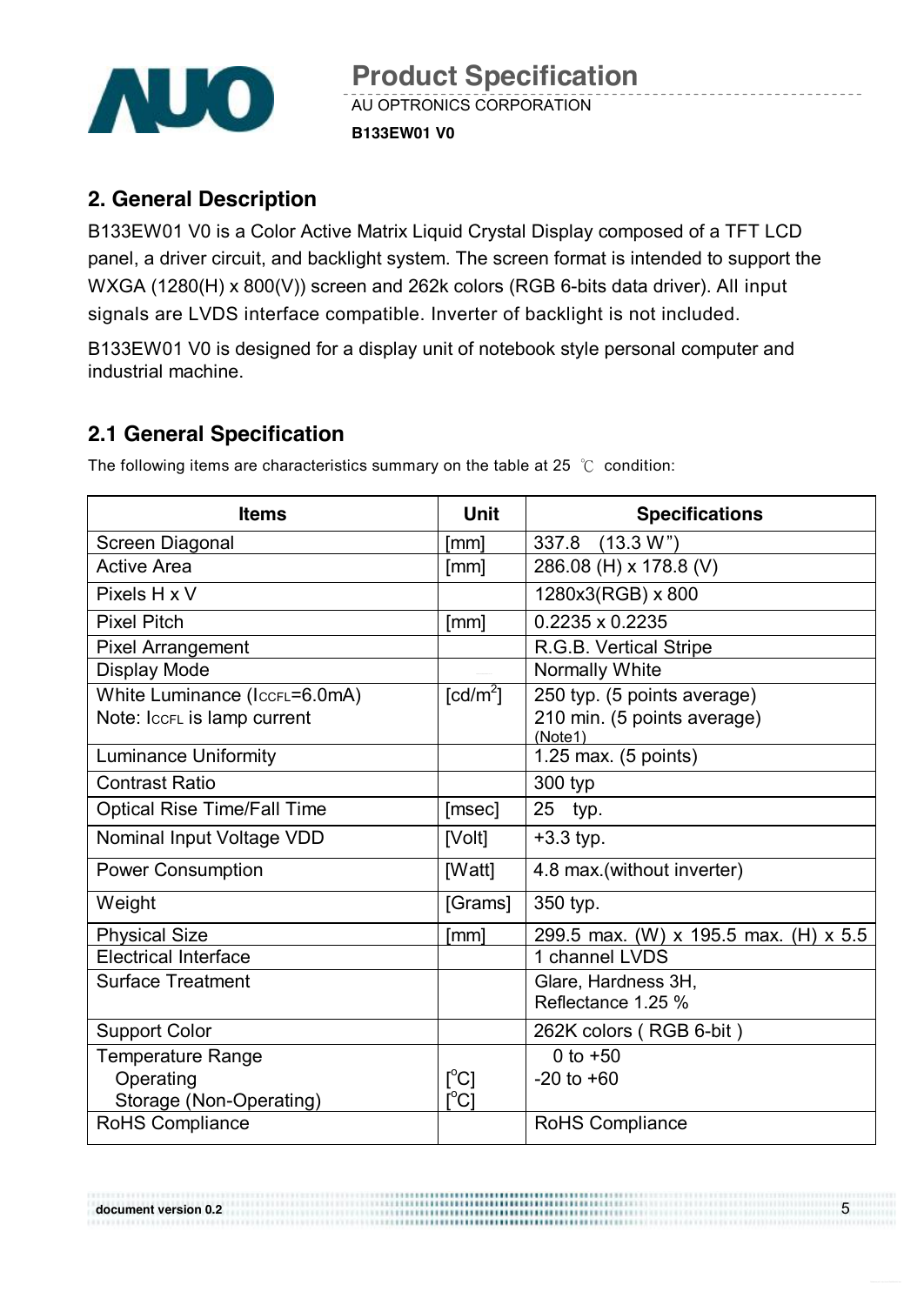## 2. General Description

B133EW01 V0 is a Color Active Matrix Liquid Crystal Display composed of a TFT LCD panel, a driver circuit, and backlight system. The screen format is intended to support the WXGA (1280(H) x 800(V)) screen and 262k colors (RGB 6-bits data driver). All input signals are LVDS interface compatible. Inverter of backlight is not included.

B133EW01 V0 is designed for a display unit of notebook style personal computer and industrial machine.

## 2.1 General Specification

The following items are characteristics summary on the table at 25 ℃ condition:

| Items | Unit | Specifications |
|---|---|---|
| Screen Diagonal | [mm] | 337.8 (13.3 W") |
| Active Area | [mm] | 286.08 (H) x 178.8 (V) |
| Pixels H x V | | 1280x3(RGB) x 800 |
| Pixel Pitch | [mm] | 0.2235 x 0.2235 |
| Pixel Arrangement | | R.G.B. Vertical Stripe |
| Display Mode | | Normally White |
| White Luminance ($I_{CCFL}$=6.0mA)<br>Note: $I_{CCFL}$ is lamp current | [cd/m$^2$] | 250 typ. (5 points average)<br>210 min. (5 points average)<br>(Note1) |
| Luminance Uniformity | | 1.25 max. (5 points) |
| Contrast Ratio | | 300 typ |
| Optical Rise Time/Fall Time | [msec] | 25 typ. |
| Nominal Input Voltage VDD | [Volt] | +3.3 typ. |
| Power Consumption | [Watt] | 4.8 max.(without inverter) |
| Weight | [Grams] | 350 typ. |
| Physical Size | [mm] | 299.5 max. (W) x 195.5 max. (H) x 5.5 |
| Electrical Interface | | 1 channel LVDS |
| Surface Treatment | | Glare, Hardness 3H,<br>Reflectance 1.25 % |
| Support Color | | 262K colors ( RGB 6-bit ) |
| Temperature Range<br>Operating<br>Storage (Non-Operating) | <br>[$^o$C]<br>[$^o$C] | 0 to +50<br>-20 to +60 |
| RoHS Compliance | | RoHS Compliance |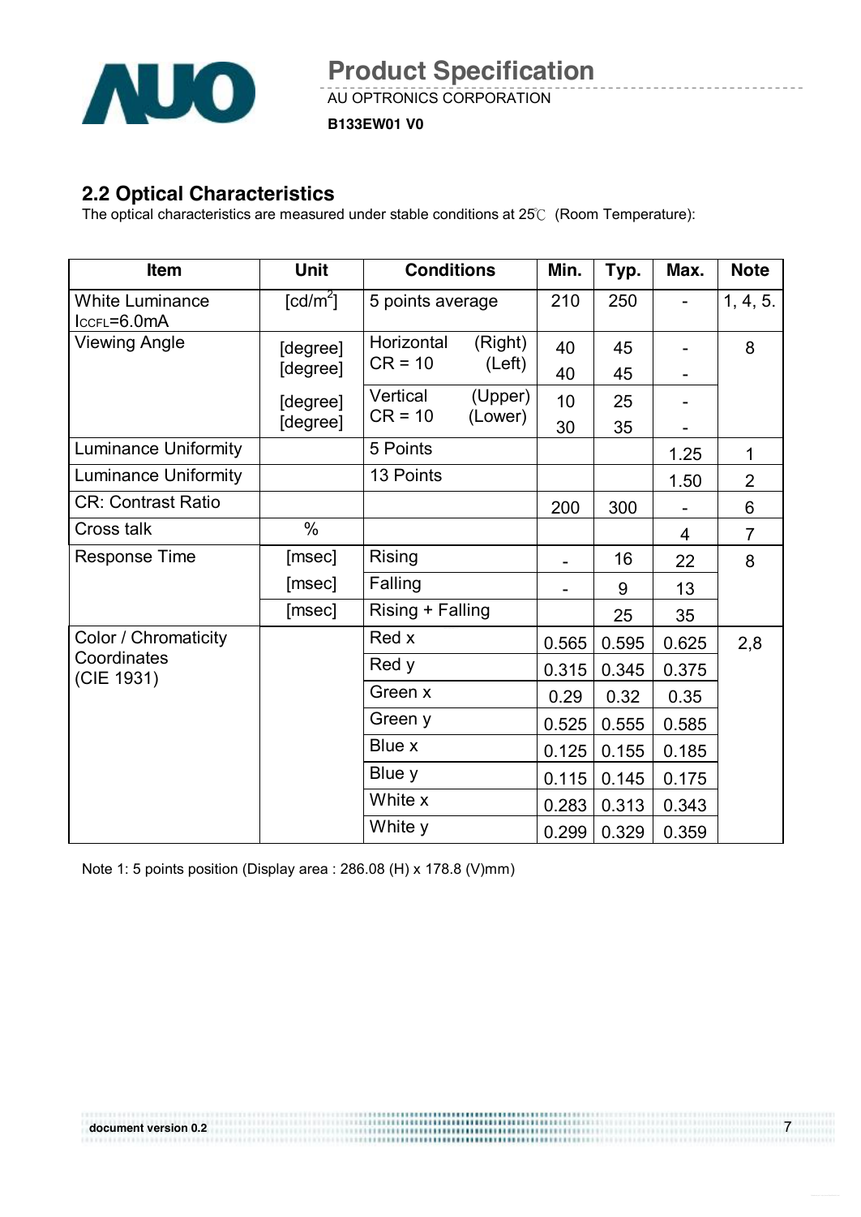## 2.2 Optical Characteristics

The optical characteristics are measured under stable conditions at 25℃ (Room Temperature):

| Item | Unit | Conditions | | Min. | Typ. | Max. | Note |
|---|---|---|---|---|---|---|---|
| White Luminance $I_{CCFL}$=6.0mA | [cd/m$^2$] | 5 points average | | 210 | 250 | - | 1, 4, 5. |
| Viewing Angle | [degree] | Horizontal CR = 10 | (Right) | 40 | 45 | - | 8 |
| | [degree] | | (Left) | 40 | 45 | - | |
| | [degree] | Vertical CR = 10 | (Upper) | 10 | 25 | - | |
| | [degree] | | (Lower) | 30 | 35 | - | |
| Luminance Uniformity | | 5 Points | | | | 1.25 | 1 |
| Luminance Uniformity | | 13 Points | | | | 1.50 | 2 |
| CR: Contrast Ratio | | | | 200 | 300 | - | 6 |
| Cross talk | % | | | | | 4 | 7 |
| Response Time | [msec] | Rising | | - | 16 | 22 | 8 |
| | [msec] | Falling | | - | 9 | 13 | |
| | [msec] | Rising + Falling | | | 25 | 35 | |
| Color / Chromaticity Coordinates (CIE 1931) | | Red x | | 0.565 | 0.595 | 0.625 | 2,8 |
| | | Red y | | 0.315 | 0.345 | 0.375 | |
| | | Green x | | 0.29 | 0.32 | 0.35 | |
| | | Green y | | 0.525 | 0.555 | 0.585 | |
| | | Blue x | | 0.125 | 0.155 | 0.185 | |
| | | Blue y | | 0.115 | 0.145 | 0.175 | |
| | | White x | | 0.283 | 0.313 | 0.343 | |
| | | White y | | 0.299 | 0.329 | 0.359 | |

Note 1: 5 points position (Display area : 286.08 (H) x 178.8 (V)mm)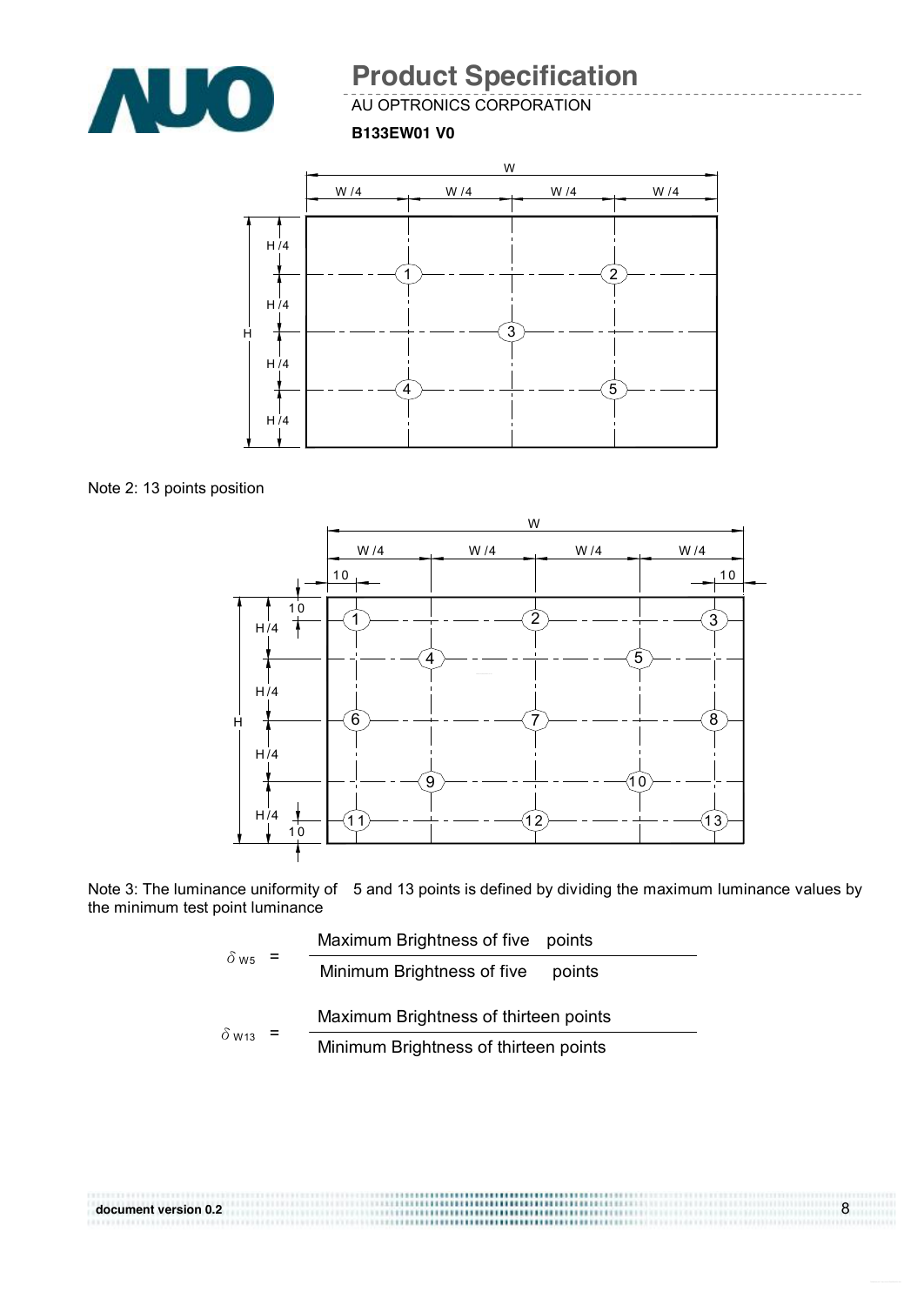Note 2: 13 points position

Note 3: The luminance uniformity of 5 and 13 points is defined by dividing the maximum luminance values by the minimum test point luminance

$$\delta_{W5} = \frac{\text{Maximum Brightness of five points}}{\text{Minimum Brightness of five points}}$$

$$\delta_{W13} = \frac{\text{Maximum Brightness of thirteen points}}{\text{Minimum Brightness of thirteen points}}$$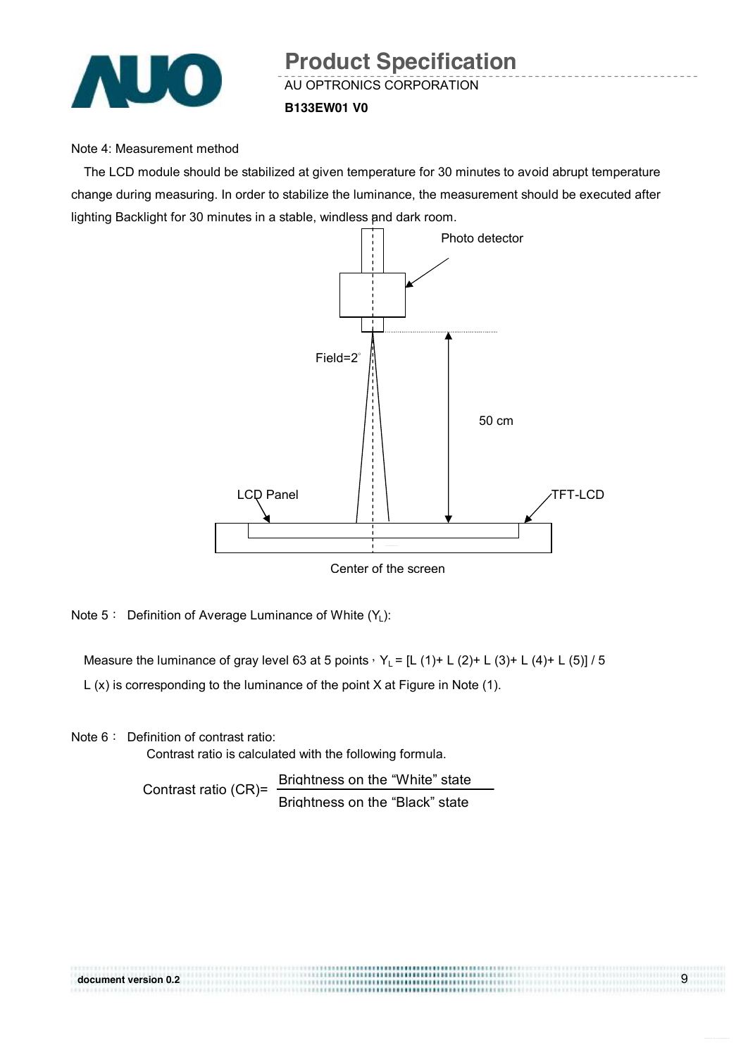Note 4: Measurement method

The LCD module should be stabilized at given temperature for 30 minutes to avoid abrupt temperature change during measuring. In order to stabilize the luminance, the measurement should be executed after lighting Backlight for 30 minutes in a stable, windless and dark room.

Photo detector

Field=2°

50 cm

LCD Panel

TFT-LCD

Center of the screen

Note 5： Definition of Average Luminance of White ($Y_L$):

Measure the luminance of gray level 63 at 5 points，$Y_L$ = [L (1)+ L (2)+ L (3)+ L (4)+ L (5)] / 5

L (x) is corresponding to the luminance of the point X at Figure in Note (1).

Note 6： Definition of contrast ratio:

Contrast ratio is calculated with the following formula.

$$\text{Contrast ratio (CR)} = \frac{\text{Brightness on the “White” state}}{\text{Brightness on the “Black” state}}$$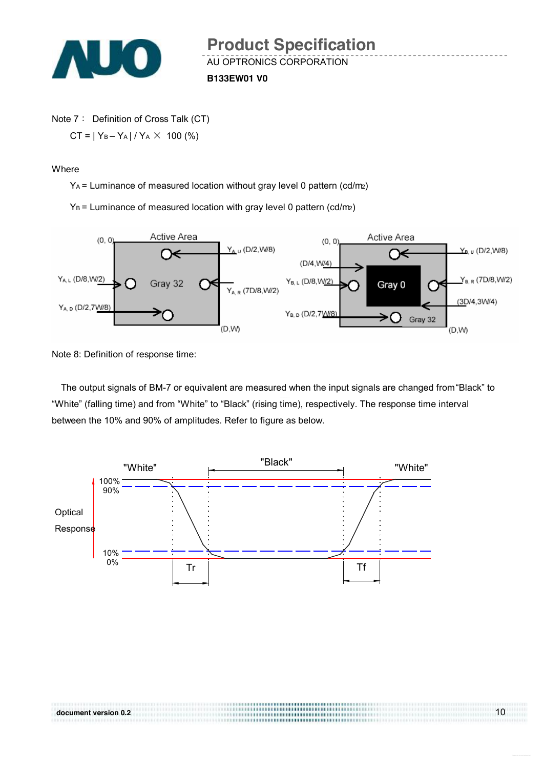Note 7： Definition of Cross Talk (CT)

$$CT = | Y_B - Y_A | / Y_A \times 100\ (\%)$$

Where

$Y_A$ = Luminance of measured location without gray level 0 pattern (cd/m2)

$Y_B$ = Luminance of measured location with gray level 0 pattern (cd/m2)

Note 8: Definition of response time:

The output signals of BM-7 or equivalent are measured when the input signals are changed from "Black" to "White" (falling time) and from "White" to "Black" (rising time), respectively. The response time interval between the 10% and 90% of amplitudes. Refer to figure as below.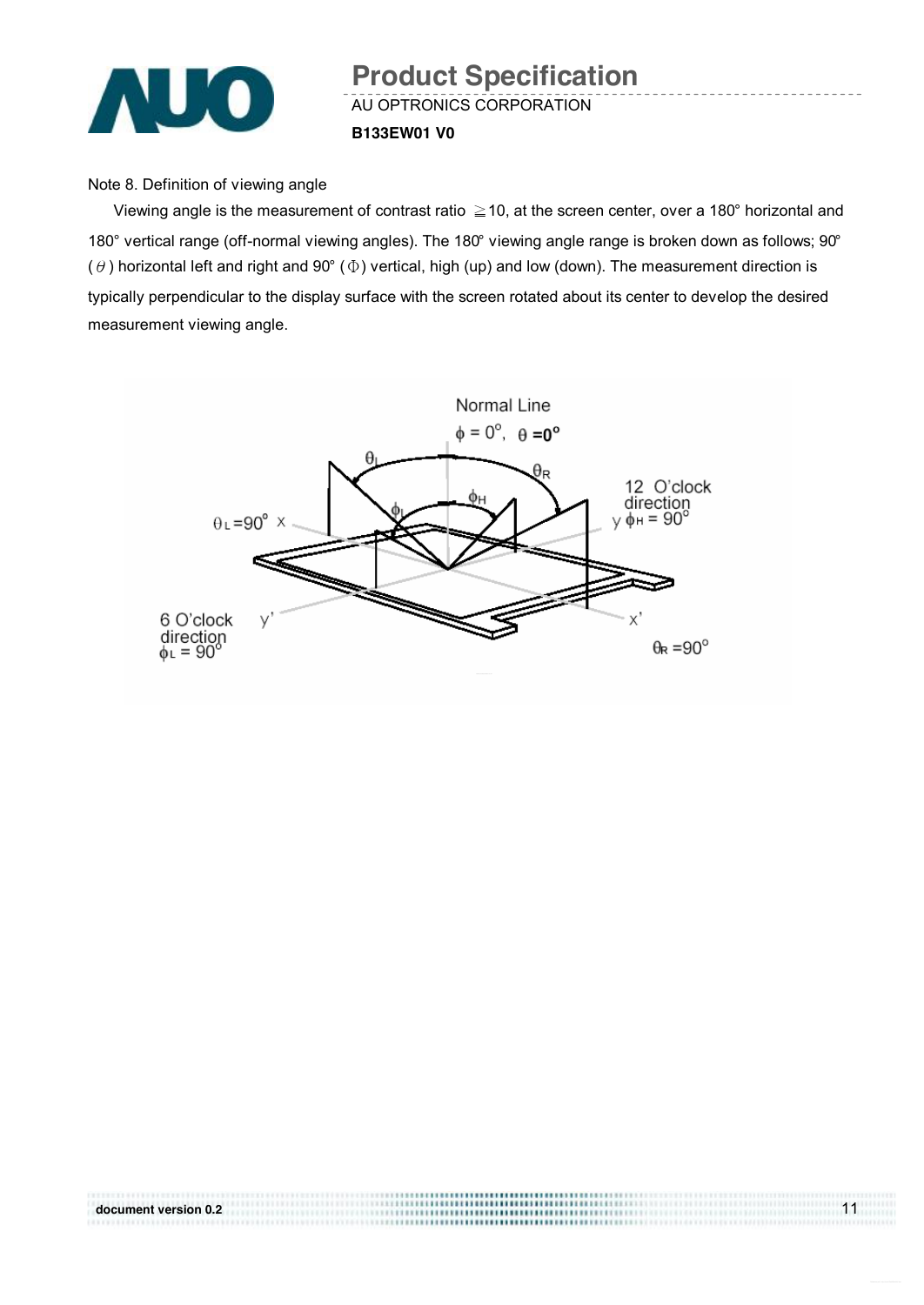Note 8. Definition of viewing angle

Viewing angle is the measurement of contrast ratio ≧10, at the screen center, over a 180° horizontal and 180° vertical range (off-normal viewing angles). The 180° viewing angle range is broken down as follows; 90° ( $\theta$ ) horizontal left and right and 90° ( $\Phi$ ) vertical, high (up) and low (down). The measurement direction is typically perpendicular to the display surface with the screen rotated about its center to develop the desired measurement viewing angle.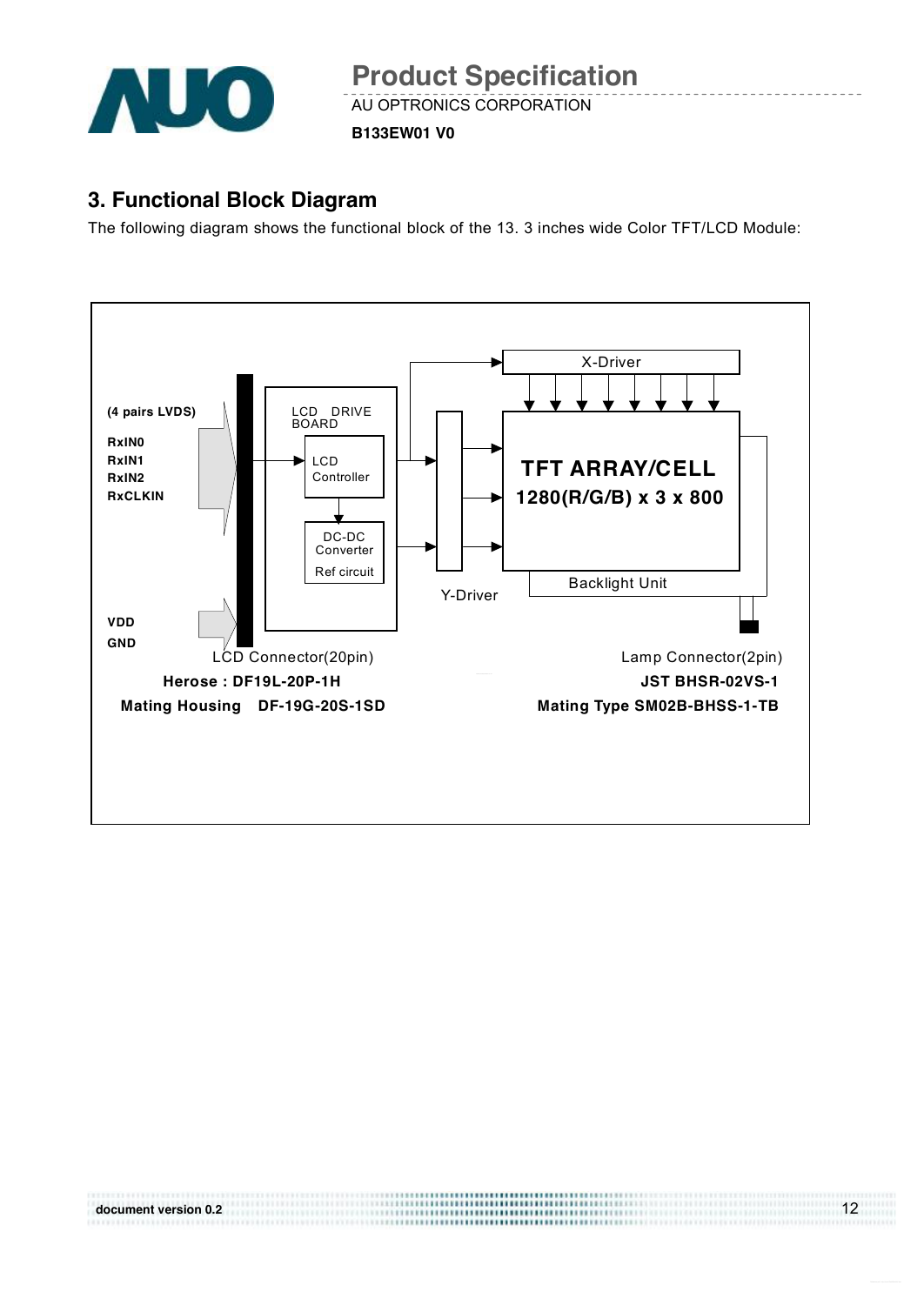## 3. Functional Block Diagram

The following diagram shows the functional block of the 13. 3 inches wide Color TFT/LCD Module:

(4 pairs LVDS)

RxIN0

RxIN1

RxIN2

RxCLKIN

VDD

GND

LCD DRIVE BOARD

LCD Controller

DC-DC Converter

Ref circuit

X-Driver

Y-Driver

TFT ARRAY/CELL

1280(R/G/B) x 3 x 800

Backlight Unit

LCD Connector(20pin)

**Herose : DF19L-20P-1H**

**Mating Housing DF-19G-20S-1SD**

Lamp Connector(2pin)

**JST BHSR-02VS-1**

**Mating Type SM02B-BHSS-1-TB**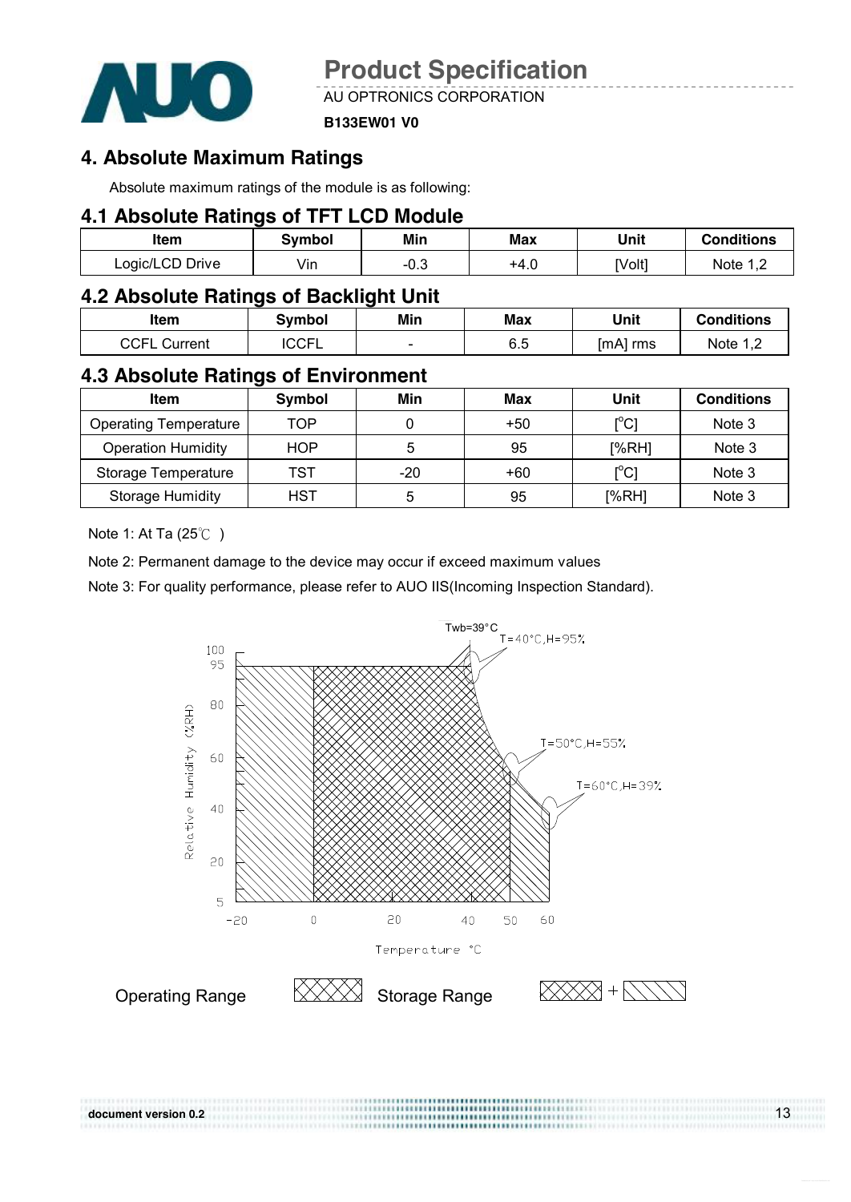# 4. Absolute Maximum Ratings

Absolute maximum ratings of the module is as following:

## 4.1 Absolute Ratings of TFT LCD Module

| Item | Symbol | Min | Max | Unit | Conditions |
|---|---|---|---|---|---|
| Logic/LCD Drive | Vin | -0.3 | +4.0 | [Volt] | Note 1,2 |

## 4.2 Absolute Ratings of Backlight Unit

| Item | Symbol | Min | Max | Unit | Conditions |
|---|---|---|---|---|---|
| CCFL Current | ICCFL | - | 6.5 | [mA] rms | Note 1,2 |

## 4.3 Absolute Ratings of Environment

| Item | Symbol | Min | Max | Unit | Conditions |
|---|---|---|---|---|---|
| Operating Temperature | TOP | 0 | +50 | [°C] | Note 3 |
| Operation Humidity | HOP | 5 | 95 | [%RH] | Note 3 |
| Storage Temperature | TST | -20 | +60 | [°C] | Note 3 |
| Storage Humidity | HST | 5 | 95 | [%RH] | Note 3 |

Note 1: At Ta (25℃ )

Note 2: Permanent damage to the device may occur if exceed maximum values

Note 3: For quality performance, please refer to AUO IIS(Incoming Inspection Standard).

Twb=39°C

T=40°C,H=95%

T=50°C,H=55%

T=60°C,H=39%

Relative Humidity (%RH)

Temperature °C

Operating Range

Storage Range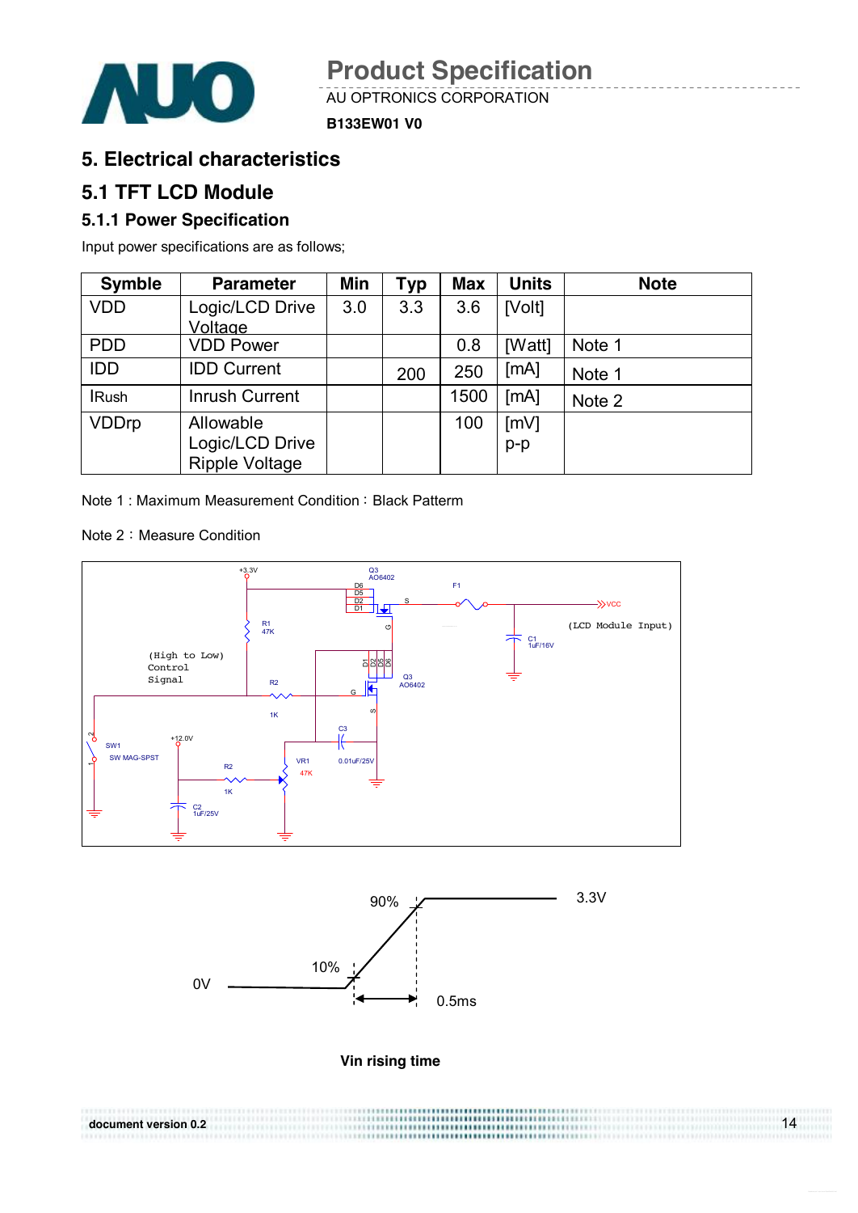# 5. Electrical characteristics

## 5.1 TFT LCD Module

### 5.1.1 Power Specification

Input power specifications are as follows;

| Symble | Parameter | Min | Typ | Max | Units | Note |
|---|---|---|---|---|---|---|
| VDD | Logic/LCD Drive Voltage | 3.0 | 3.3 | 3.6 | [Volt] | |
| PDD | VDD Power | | | 0.8 | [Watt] | Note 1 |
| IDD | IDD Current | | 200 | 250 | [mA] | Note 1 |
| IRush | Inrush Current | | | 1500 | [mA] | Note 2 |
| VDDrp | Allowable Logic/LCD Drive Ripple Voltage | | | 100 | [mV] p-p | |

Note 1 : Maximum Measurement Condition：Black Pattern

Note 2：Measure Condition

Vin rising time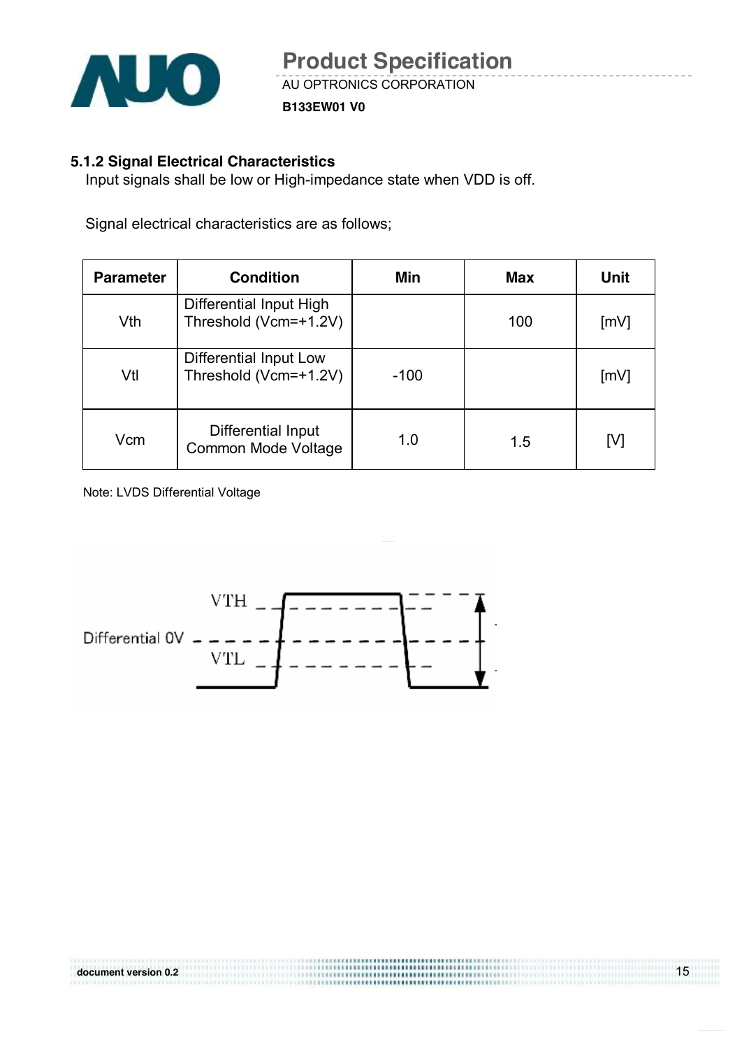### 5.1.2 Signal Electrical Characteristics

Input signals shall be low or High-impedance state when VDD is off.

Signal electrical characteristics are as follows;

| Parameter | Condition | Min | Max | Unit |
|---|---|---|---|---|
| Vth | Differential Input High Threshold (Vcm=+1.2V) | | 100 | [mV] |
| Vtl | Differential Input Low Threshold (Vcm=+1.2V) | -100 | | [mV] |
| Vcm | Differential Input Common Mode Voltage | 1.0 | 1.5 | [V] |

Note: LVDS Differential Voltage

VTH

Differential 0V

VTL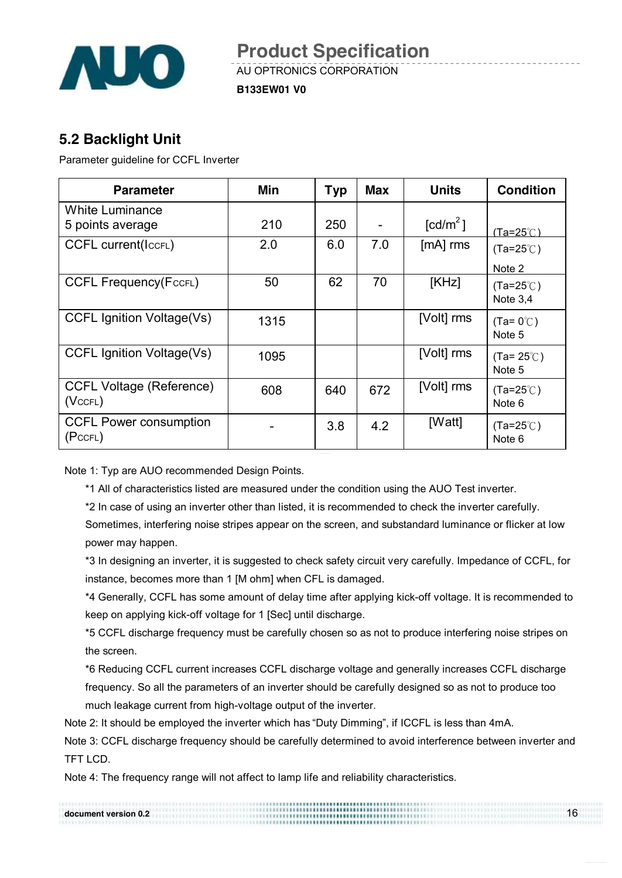## 5.2 Backlight Unit

Parameter guideline for CCFL Inverter

| Parameter | Min | Typ | Max | Units | Condition |
|---|---|---|---|---|---|
| White Luminance 5 points average | 210 | 250 | - | [cd/m$^2$] | (Ta=25℃) |
| CCFL current($I_{CCFL}$) | 2.0 | 6.0 | 7.0 | [mA] rms | (Ta=25℃) Note 2 |
| CCFL Frequency($F_{CCFL}$) | 50 | 62 | 70 | [KHz] | (Ta=25℃) Note 3,4 |
| CCFL Ignition Voltage(Vs) | 1315 | | | [Volt] rms | (Ta= 0℃) Note 5 |
| CCFL Ignition Voltage(Vs) | 1095 | | | [Volt] rms | (Ta= 25℃) Note 5 |
| CCFL Voltage (Reference) ($V_{CCFL}$) | 608 | 640 | 672 | [Volt] rms | (Ta=25℃) Note 6 |
| CCFL Power consumption ($P_{CCFL}$) | - | 3.8 | 4.2 | [Watt] | (Ta=25℃) Note 6 |

Note 1: Typ are AUO recommended Design Points.

*1 All of characteristics listed are measured under the condition using the AUO Test inverter.

*2 In case of using an inverter other than listed, it is recommended to check the inverter carefully. Sometimes, interfering noise stripes appear on the screen, and substandard luminance or flicker at low power may happen.

*3 In designing an inverter, it is suggested to check safety circuit very carefully. Impedance of CCFL, for instance, becomes more than 1 [M ohm] when CFL is damaged.

*4 Generally, CCFL has some amount of delay time after applying kick-off voltage. It is recommended to keep on applying kick-off voltage for 1 [Sec] until discharge.

*5 CCFL discharge frequency must be carefully chosen so as not to produce interfering noise stripes on the screen.

*6 Reducing CCFL current increases CCFL discharge voltage and generally increases CCFL discharge frequency. So all the parameters of an inverter should be carefully designed so as not to produce too much leakage current from high-voltage output of the inverter.

Note 2: It should be employed the inverter which has "Duty Dimming", if ICCFL is less than 4mA.

Note 3: CCFL discharge frequency should be carefully determined to avoid interference between inverter and TFT LCD.

Note 4: The frequency range will not affect to lamp life and reliability characteristics.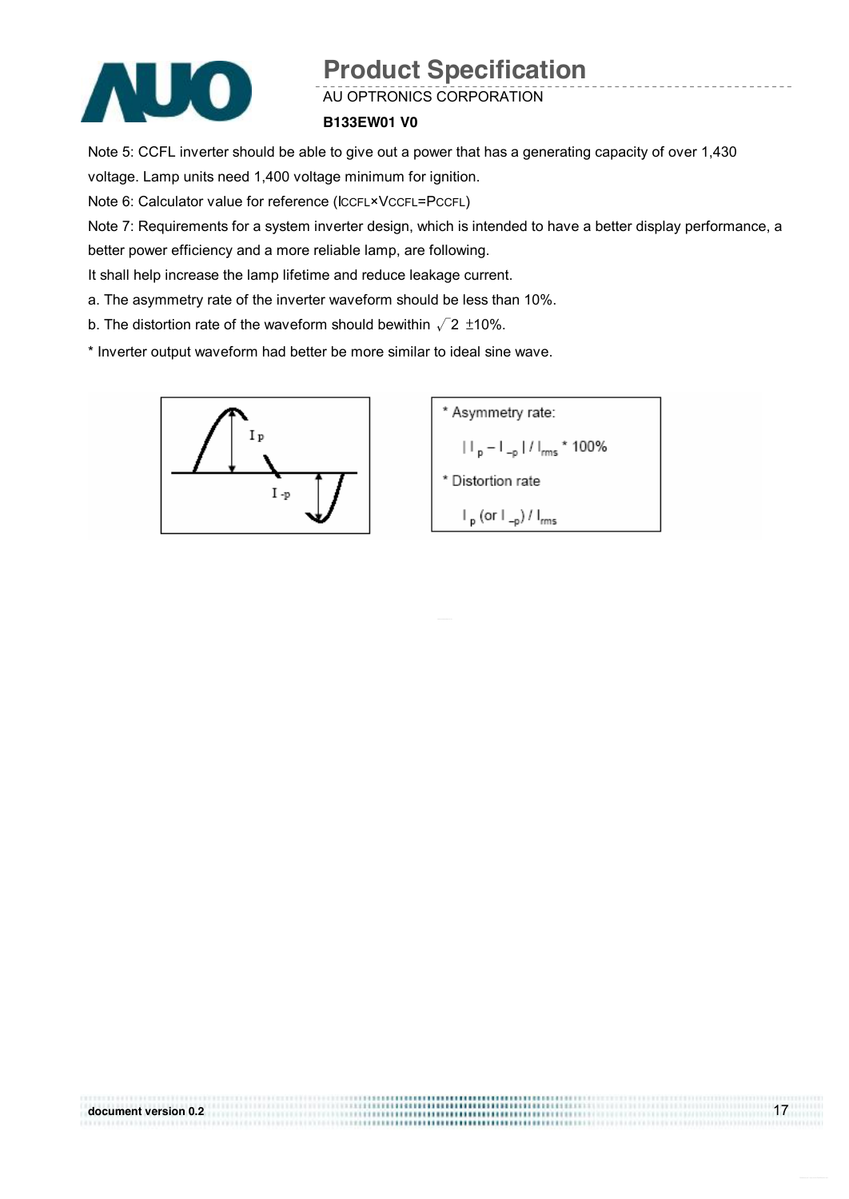Note 5: CCFL inverter should be able to give out a power that has a generating capacity of over 1,430 voltage. Lamp units need 1,400 voltage minimum for ignition.

Note 6: Calculator value for reference ($I_{CCFL} \times V_{CCFL} = P_{CCFL}$)

Note 7: Requirements for a system inverter design, which is intended to have a better display performance, a better power efficiency and a more reliable lamp, are following.

It shall help increase the lamp lifetime and reduce leakage current.

a. The asymmetry rate of the inverter waveform should be less than 10%.

b. The distortion rate of the waveform should bewithin $\sqrt{2}$ ±10%.

* Inverter output waveform had better be more similar to ideal sine wave.

$I_p$

$I_{-p}$

* Asymmetry rate:

$$| I_p - I_{-p} | / I_{rms} * 100\%$$

* Distortion rate

$$I_p \text{ (or } I_{-p}) / I_{rms}$$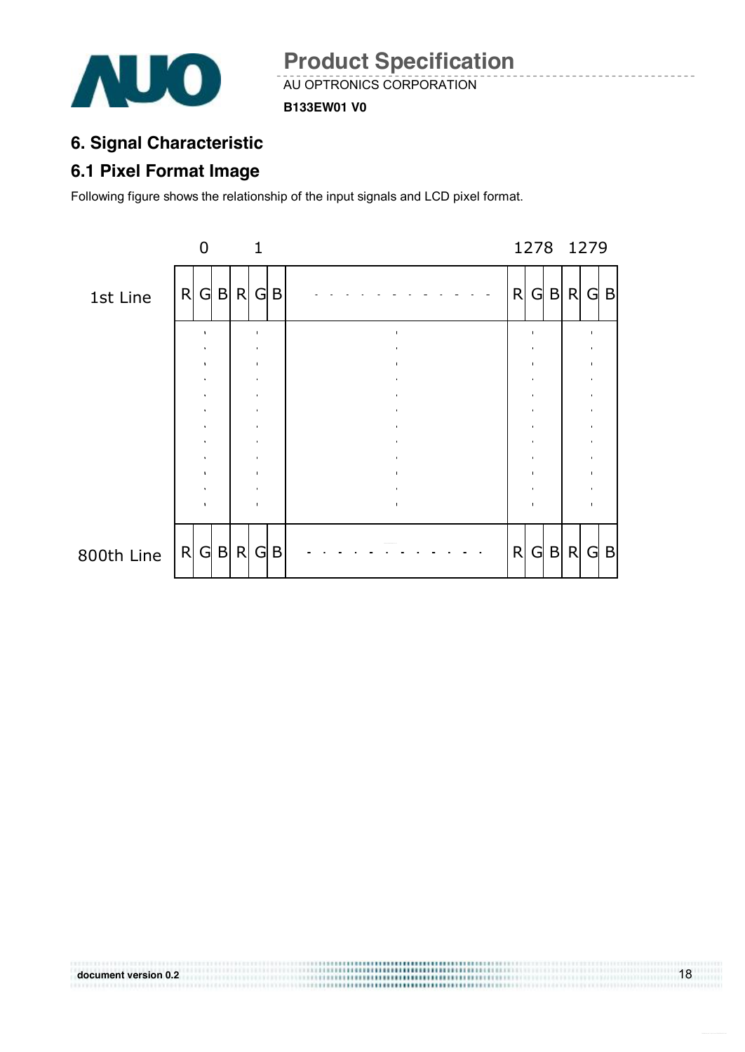## 6. Signal Characteristic

### 6.1 Pixel Format Image

Following figure shows the relationship of the input signals and LCD pixel format.

| | 0 | | | 1 | | | | 1278 | | | 1279 | | |
|---|---|---|---|---|---|---|---|---|---|---|---|---|---|
| 1st Line | R | G | B | R | G | B | - - - - - - - - - - - - | R | G | B | R | G | B |
| | ⋮ | | | ⋮ | | | ⋮ | ⋮ | | | ⋮ | | |
| 800th Line | R | G | B | R | G | B | - - - - - - - - - - - - | R | G | B | R | G | B |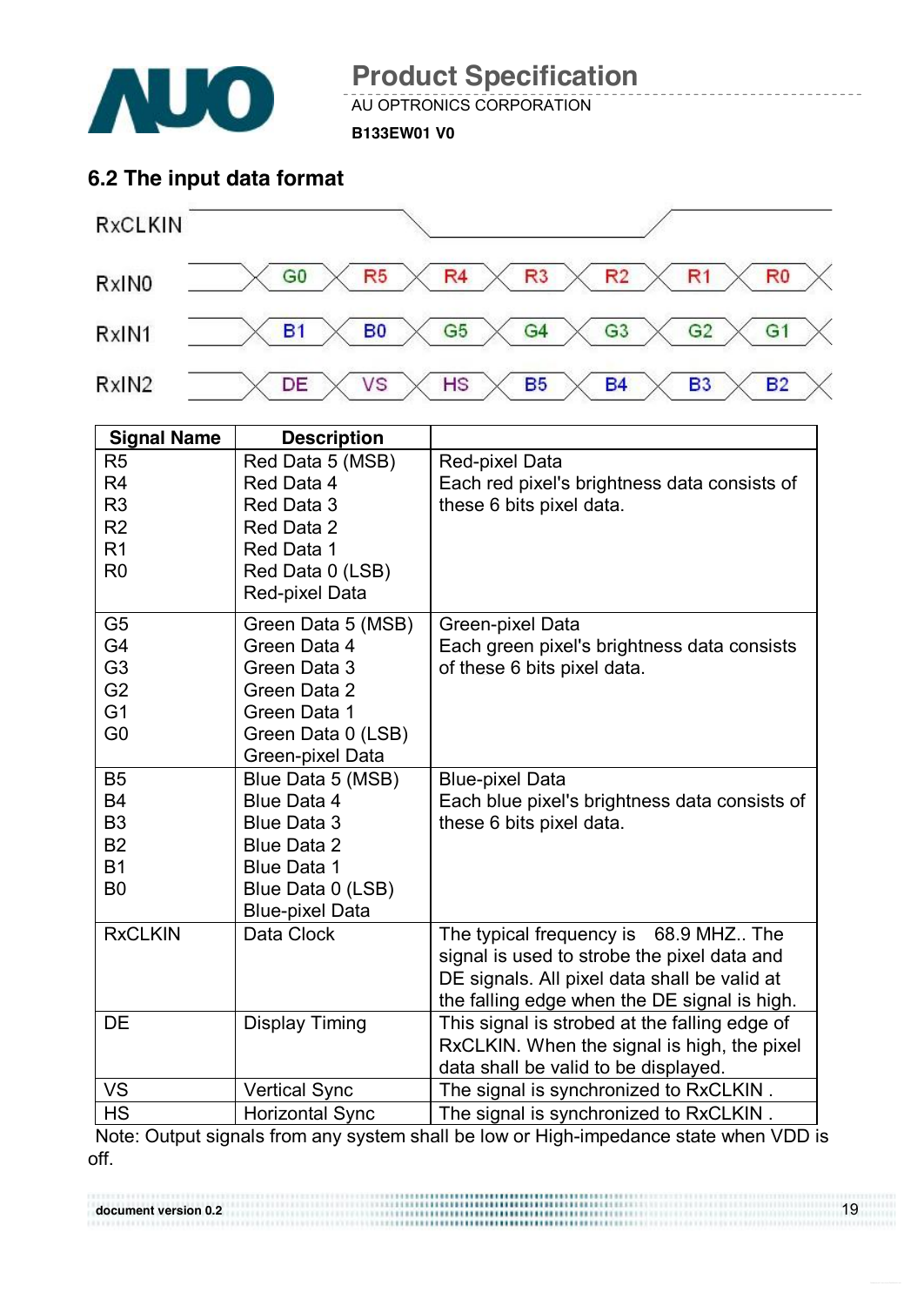## 6.2 The input data format

| RxCLKIN | | | | | | | |
|---|---|---|---|---|---|---|---|
| RxIN0 | G0 | R5 | R4 | R3 | R2 | R1 | R0 |
| RxIN1 | B1 | B0 | G5 | G4 | G3 | G2 | G1 |
| RxIN2 | DE | VS | HS | B5 | B4 | B3 | B2 |

| Signal Name | Description | |
|---|---|---|
| R5<br>R4<br>R3<br>R2<br>R1<br>R0 | Red Data 5 (MSB)<br>Red Data 4<br>Red Data 3<br>Red Data 2<br>Red Data 1<br>Red Data 0 (LSB)<br>Red-pixel Data | Red-pixel Data<br>Each red pixel's brightness data consists of these 6 bits pixel data. |
| G5<br>G4<br>G3<br>G2<br>G1<br>G0 | Green Data 5 (MSB)<br>Green Data 4<br>Green Data 3<br>Green Data 2<br>Green Data 1<br>Green Data 0 (LSB)<br>Green-pixel Data | Green-pixel Data<br>Each green pixel's brightness data consists of these 6 bits pixel data. |
| B5<br>B4<br>B3<br>B2<br>B1<br>B0 | Blue Data 5 (MSB)<br>Blue Data 4<br>Blue Data 3<br>Blue Data 2<br>Blue Data 1<br>Blue Data 0 (LSB)<br>Blue-pixel Data | Blue-pixel Data<br>Each blue pixel's brightness data consists of these 6 bits pixel data. |
| RxCLKIN | Data Clock | The typical frequency is 68.9 MHZ.. The signal is used to strobe the pixel data and DE signals. All pixel data shall be valid at the falling edge when the DE signal is high. |
| DE | Display Timing | This signal is strobed at the falling edge of RxCLKIN. When the signal is high, the pixel data shall be valid to be displayed. |
| VS | Vertical Sync | The signal is synchronized to RxCLKIN . |
| HS | Horizontal Sync | The signal is synchronized to RxCLKIN . |

Note: Output signals from any system shall be low or High-impedance state when VDD is off.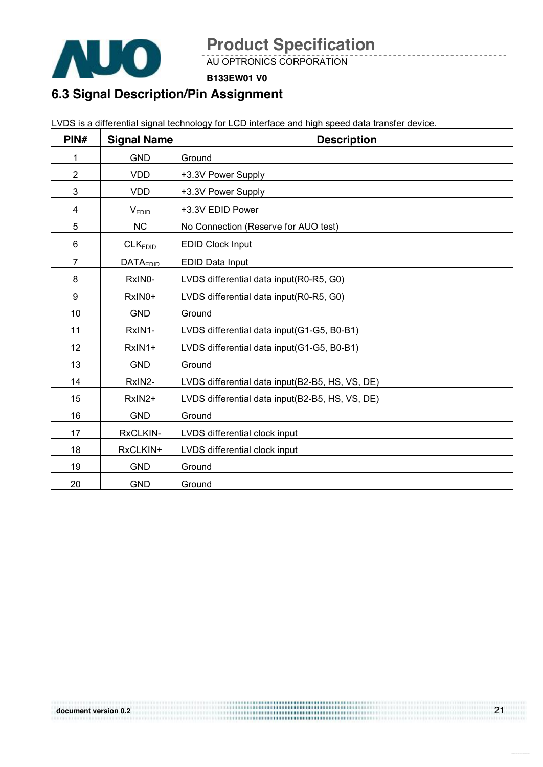## 6.3 Signal Description/Pin Assignment

LVDS is a differential signal technology for LCD interface and high speed data transfer device.

| PIN# | Signal Name | Description |
|---|---|---|
| 1 | GND | Ground |
| 2 | VDD | +3.3V Power Supply |
| 3 | VDD | +3.3V Power Supply |
| 4 | $V_{EDID}$ | +3.3V EDID Power |
| 5 | NC | No Connection (Reserve for AUO test) |
| 6 | $CLK_{EDID}$ | EDID Clock Input |
| 7 | $DATA_{EDID}$ | EDID Data Input |
| 8 | RxIN0- | LVDS differential data input(R0-R5, G0) |
| 9 | RxIN0+ | LVDS differential data input(R0-R5, G0) |
| 10 | GND | Ground |
| 11 | RxIN1- | LVDS differential data input(G1-G5, B0-B1) |
| 12 | RxIN1+ | LVDS differential data input(G1-G5, B0-B1) |
| 13 | GND | Ground |
| 14 | RxIN2- | LVDS differential data input(B2-B5, HS, VS, DE) |
| 15 | RxIN2+ | LVDS differential data input(B2-B5, HS, VS, DE) |
| 16 | GND | Ground |
| 17 | RxCLKIN- | LVDS differential clock input |
| 18 | RxCLKIN+ | LVDS differential clock input |
| 19 | GND | Ground |
| 20 | GND | Ground |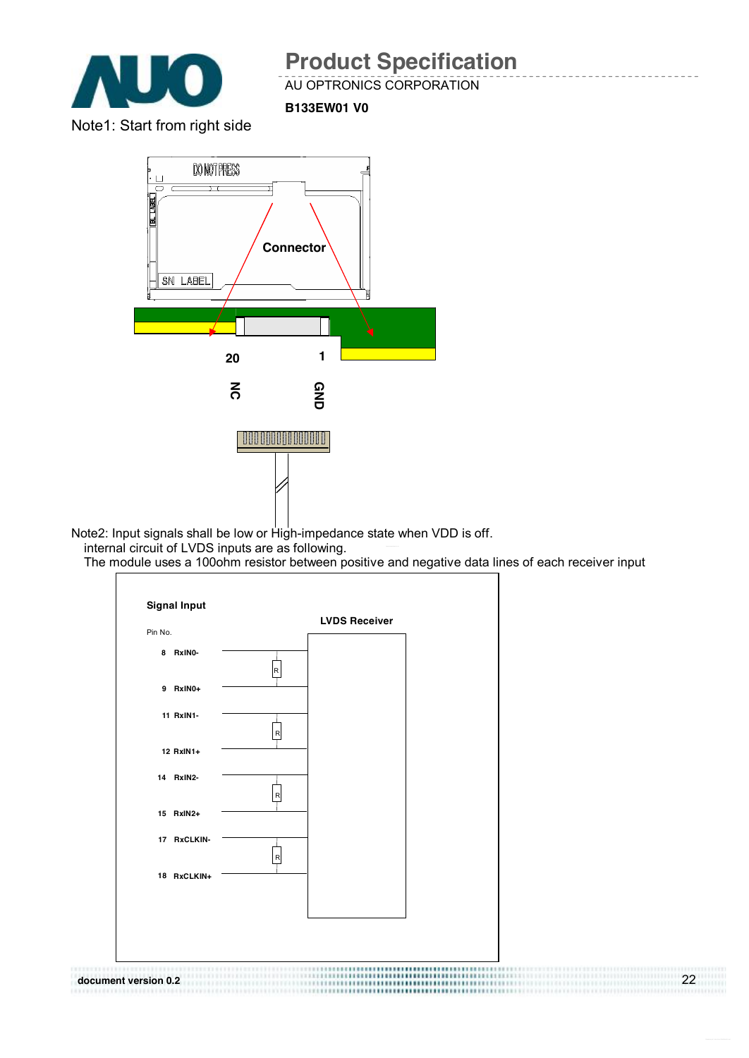Note1: Start from right side

Connector

20 NC

1 GND

Note2: Input signals shall be low or High-impedance state when VDD is off.
internal circuit of LVDS inputs are as following.
The module uses a 100ohm resistor between positive and negative data lines of each receiver input

Signal Input

Pin No.

LVDS Receiver

| Pin No. | Signal |
|---|---|
| 8 | RxIN0- |
| 9 | RxIN0+ |
| 11 | RxIN1- |
| 12 | RxIN1+ |
| 14 | RxIN2- |
| 15 | RxIN2+ |
| 17 | RxCLKIN- |
| 18 | RxCLKIN+ |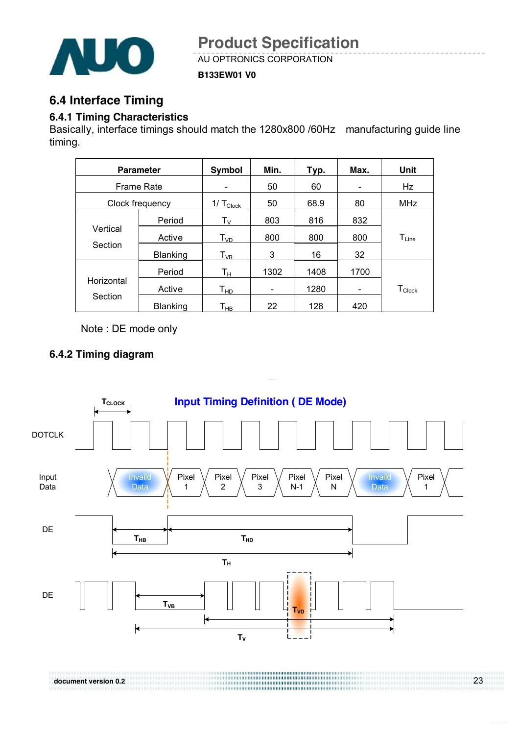## 6.4 Interface Timing

### 6.4.1 Timing Characteristics

Basically, interface timings should match the 1280x800 /60Hz manufacturing guide line timing.

| Parameter | | Symbol | Min. | Typ. | Max. | Unit |
|---|---|---|---|---|---|---|
| Frame Rate | | - | 50 | 60 | - | Hz |
| Clock frequency | | $1/T_{Clock}$ | 50 | 68.9 | 80 | MHz |
| Vertical Section | Period | $T_V$ | 803 | 816 | 832 | $T_{Line}$ |
| | Active | $T_{VD}$ | 800 | 800 | 800 | |
| | Blanking | $T_{VB}$ | 3 | 16 | 32 | |
| Horizontal Section | Period | $T_H$ | 1302 | 1408 | 1700 | $T_{Clock}$ |
| | Active | $T_{HD}$ | - | 1280 | - | |
| | Blanking | $T_{HB}$ | 22 | 128 | 420 | |

Note : DE mode only

### 6.4.2 Timing diagram

**Input Timing Definition ( DE Mode)**

$T_{CLOCK}$

DOTCLK

Input Data: Invaild Data | Pixel 1 | Pixel 2 | Pixel 3 | Pixel N-1 | Pixel N | Invaild Data | Pixel 1

DE: $T_{HB}$, $T_{HD}$, $T_H$

DE: $T_{VB}$, $T_{VD}$, $T_V$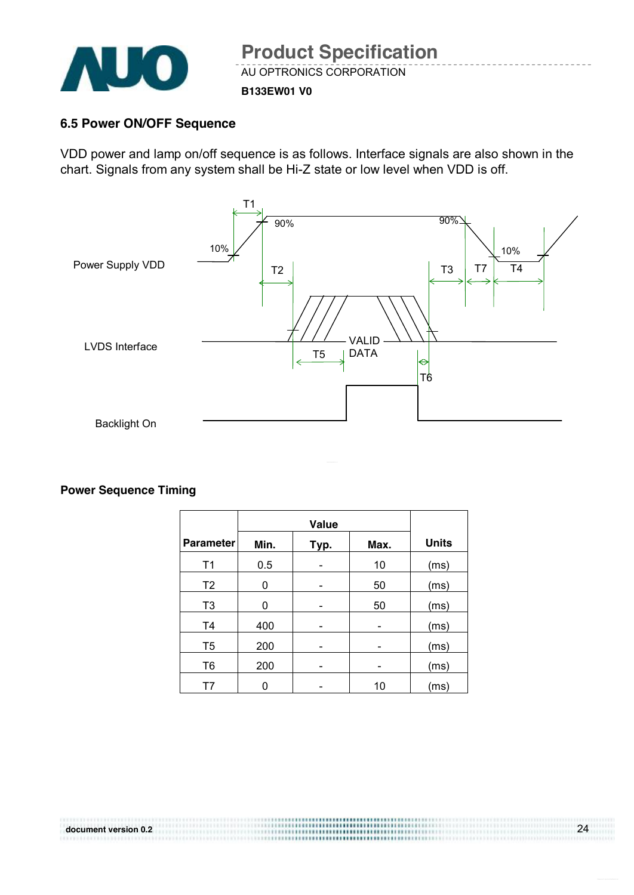## 6.5 Power ON/OFF Sequence

VDD power and lamp on/off sequence is as follows. Interface signals are also shown in the chart. Signals from any system shall be Hi-Z state or low level when VDD is off.

Power Supply VDD

LVDS Interface

Backlight On

T1 T2 T3 T4 T5 T6 T7 10% 90% VALID DATA

### Power Sequence Timing

| Parameter | Value | | | Units |
|---|---|---|---|---|
| | Min. | Typ. | Max. | |
| T1 | 0.5 | - | 10 | (ms) |
| T2 | 0 | - | 50 | (ms) |
| T3 | 0 | - | 50 | (ms) |
| T4 | 400 | - | - | (ms) |
| T5 | 200 | - | - | (ms) |
| T6 | 200 | - | - | (ms) |
| T7 | 0 | - | 10 | (ms) |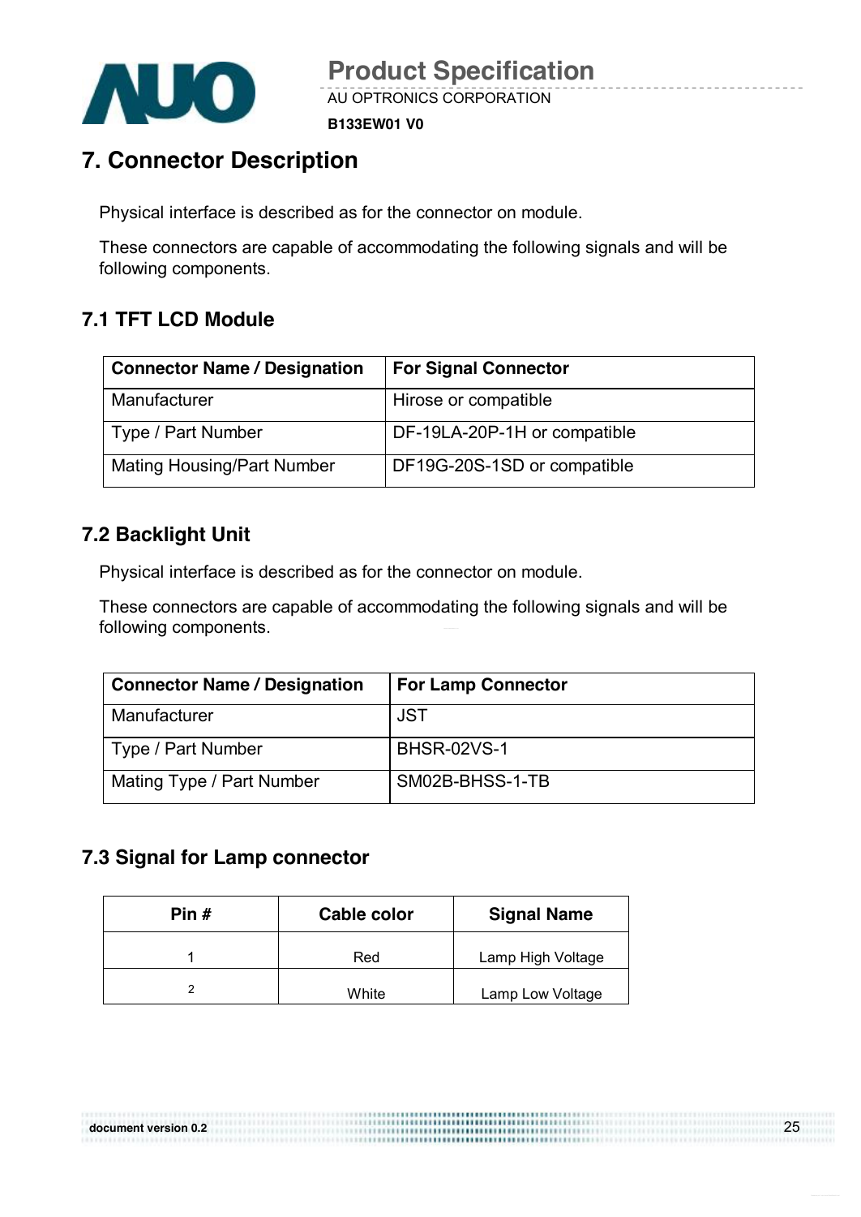# 7. Connector Description

Physical interface is described as for the connector on module.

These connectors are capable of accommodating the following signals and will be following components.

## 7.1 TFT LCD Module

| Connector Name / Designation | For Signal Connector |
|---|---|
| Manufacturer | Hirose or compatible |
| Type / Part Number | DF-19LA-20P-1H or compatible |
| Mating Housing/Part Number | DF19G-20S-1SD or compatible |

## 7.2 Backlight Unit

Physical interface is described as for the connector on module.

These connectors are capable of accommodating the following signals and will be following components.

| Connector Name / Designation | For Lamp Connector |
|---|---|
| Manufacturer | JST |
| Type / Part Number | BHSR-02VS-1 |
| Mating Type / Part Number | SM02B-BHSS-1-TB |

## 7.3 Signal for Lamp connector

| Pin # | Cable color | Signal Name |
|---|---|---|
| 1 | Red | Lamp High Voltage |
| 2 | White | Lamp Low Voltage |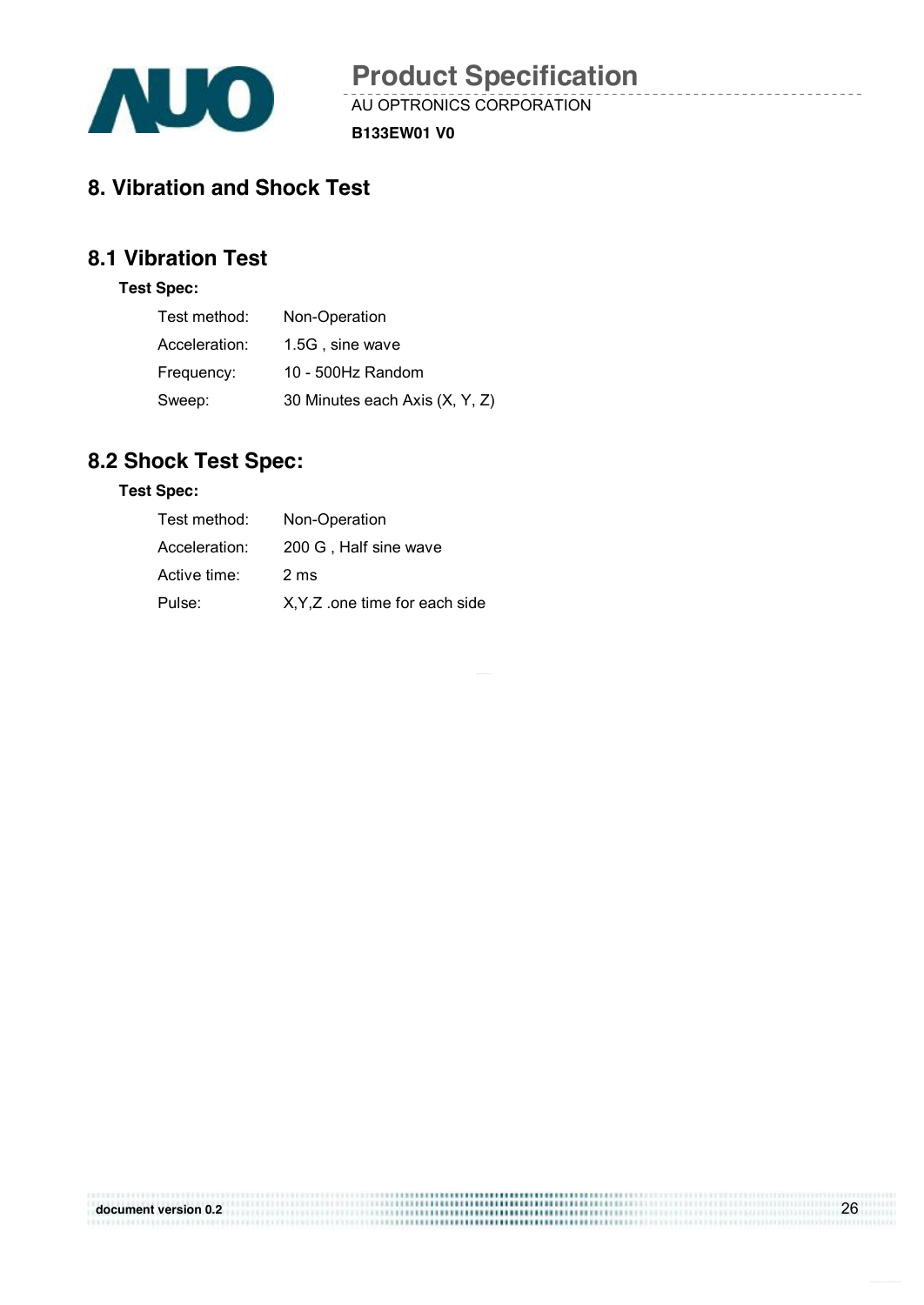# 8. Vibration and Shock Test

## 8.1 Vibration Test

**Test Spec:**

| | |
|---|---|
| Test method: | Non-Operation |
| Acceleration: | 1.5G , sine wave |
| Frequency: | 10 - 500Hz Random |
| Sweep: | 30 Minutes each Axis (X, Y, Z) |

## 8.2 Shock Test Spec:

**Test Spec:**

| | |
|---|---|
| Test method: | Non-Operation |
| Acceleration: | 200 G , Half sine wave |
| Active time: | 2 ms |
| Pulse: | X,Y,Z .one time for each side |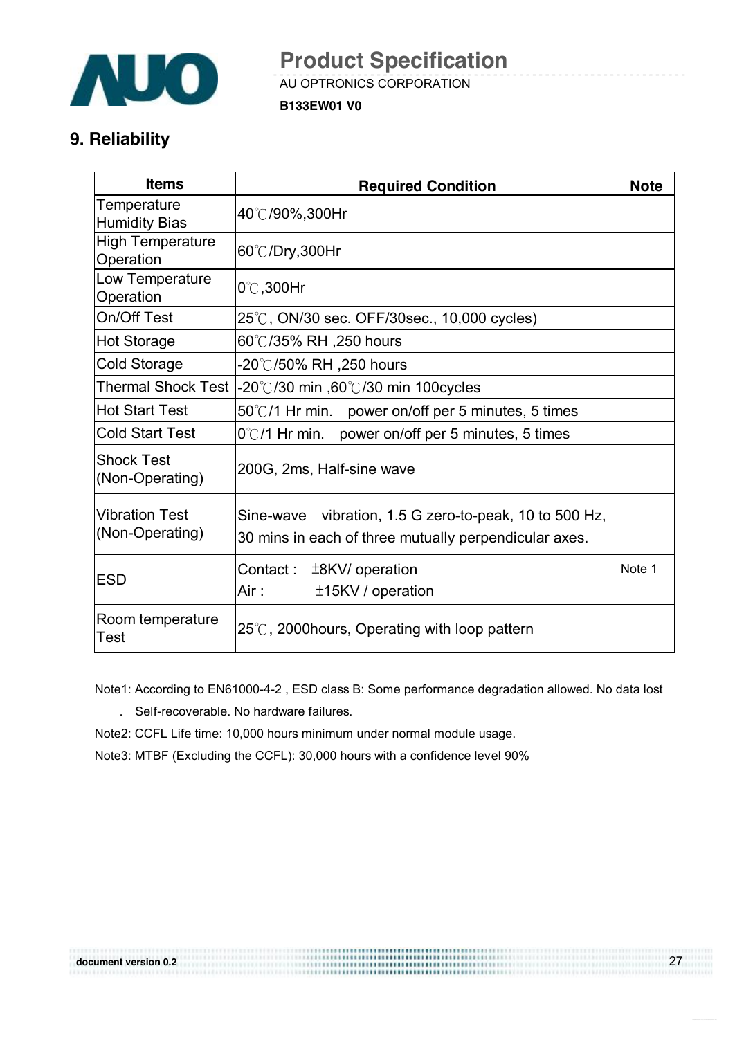## 9. Reliability

| Items | Required Condition | Note |
|---|---|---|
| Temperature Humidity Bias | 40℃/90%,300Hr | |
| High Temperature Operation | 60℃/Dry,300Hr | |
| Low Temperature Operation | 0℃,300Hr | |
| On/Off Test | 25℃, ON/30 sec. OFF/30sec., 10,000 cycles) | |
| Hot Storage | 60℃/35% RH ,250 hours | |
| Cold Storage | -20℃/50% RH ,250 hours | |
| Thermal Shock Test | -20℃/30 min ,60℃/30 min 100cycles | |
| Hot Start Test | 50℃/1 Hr min. power on/off per 5 minutes, 5 times | |
| Cold Start Test | 0℃/1 Hr min. power on/off per 5 minutes, 5 times | |
| Shock Test (Non-Operating) | 200G, 2ms, Half-sine wave | |
| Vibration Test (Non-Operating) | Sine-wave vibration, 1.5 G zero-to-peak, 10 to 500 Hz, 30 mins in each of three mutually perpendicular axes. | |
| ESD | Contact : ±8KV/ operation<br>Air : ±15KV / operation | Note 1 |
| Room temperature Test | 25℃, 2000hours, Operating with loop pattern | |

Note1: According to EN61000-4-2 , ESD class B: Some performance degradation allowed. No data lost

. Self-recoverable. No hardware failures.

Note2: CCFL Life time: 10,000 hours minimum under normal module usage.

Note3: MTBF (Excluding the CCFL): 30,000 hours with a confidence level 90%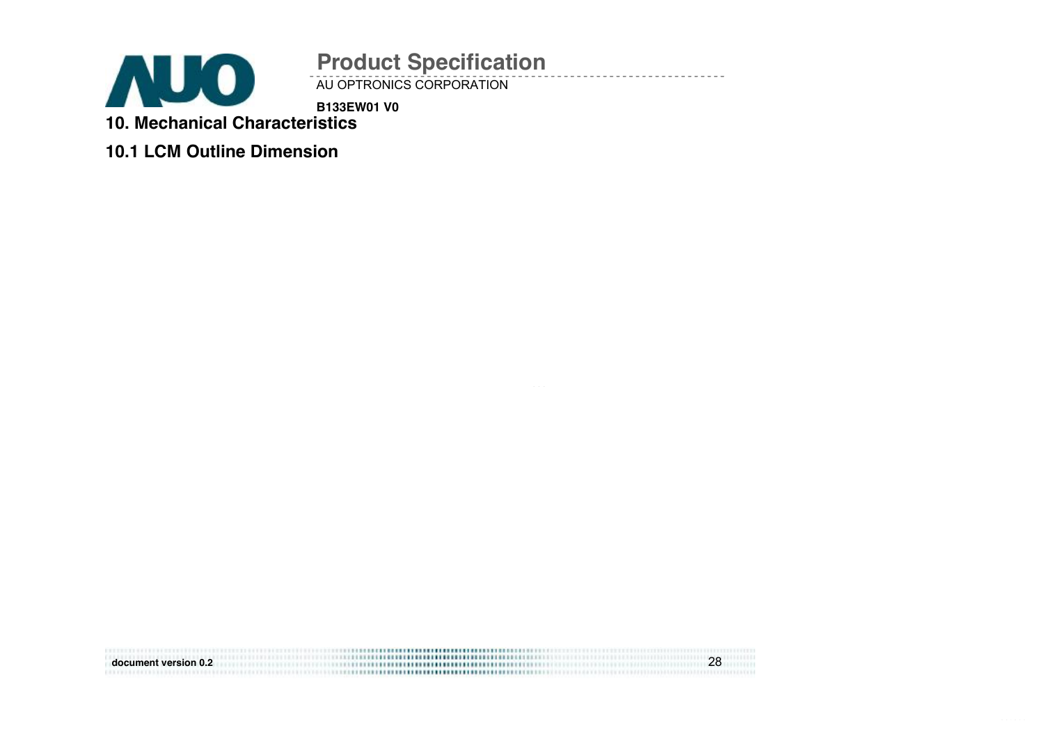# 10. Mechanical Characteristics

## 10.1 LCM Outline Dimension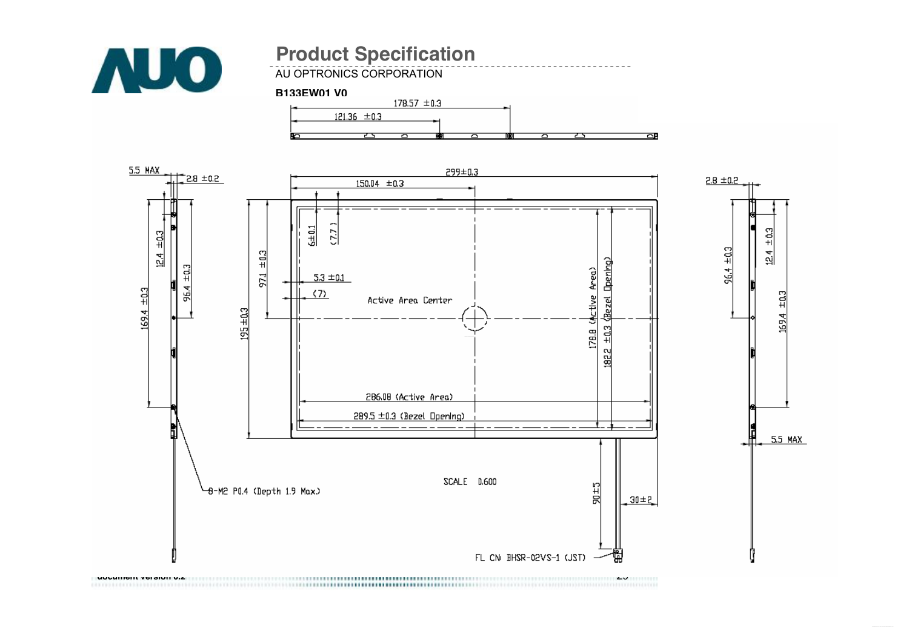# Product Specification

AU OPTRONICS CORPORATION

**B133EW01 V0**

178.57 ±0.3

121.36 ±0.3

5.5 MAX

2.8 ±0.2

299±0.3

150.04 ±0.3

2.8 ±0.2

12.4 ±0.3

169.4 ±0.3

96.4 ±0.3

195±0.3

97.1 ±0.3

6±0.1

(7.7)

5.3 ±0.1

(7)

Active Area Center

178.8 (Active Area)

182.2 ±0.3 (Bezel Opening)

286.08 (Active Area)

289.5 ±0.3 (Bezel Opening)

96.4 ±0.3

12.4 ±0.3

169.4 ±0.3

5.5 MAX

8-M2 P0.4 (Depth 1.9 Max.)

SCALE 0.600

90±5

30±2

FL CN: BHSR-02VS-1 (JST)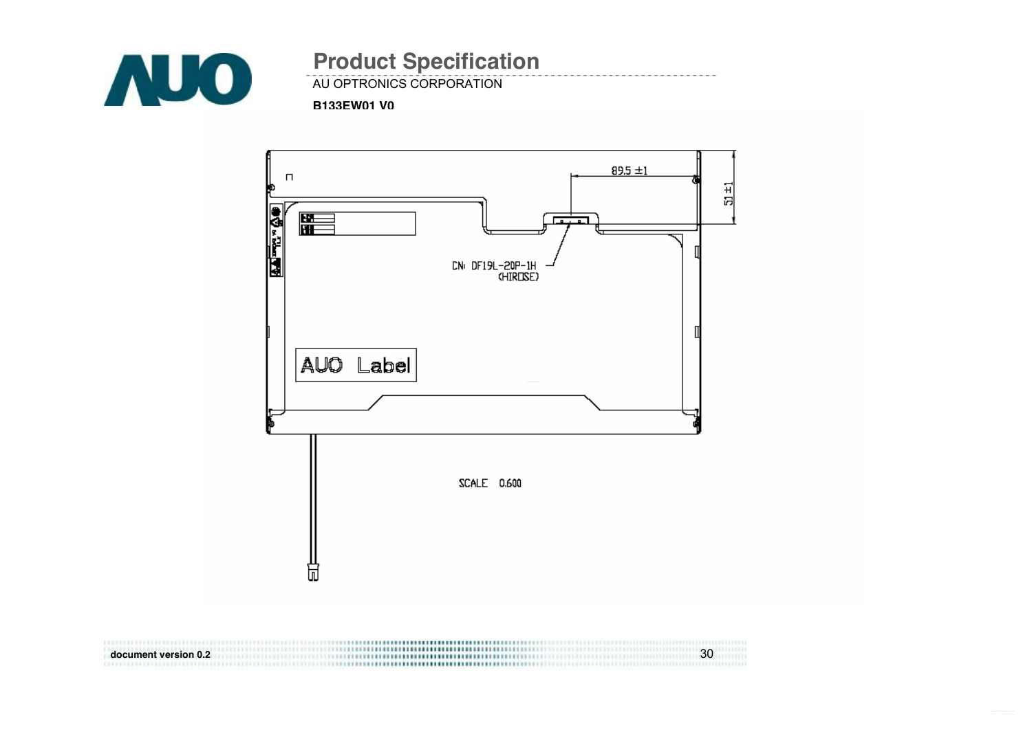89.5 ±1

51 ±1

CN: DF19L-20P-1H (HIROSE)

AUO Label

SCALE 0.600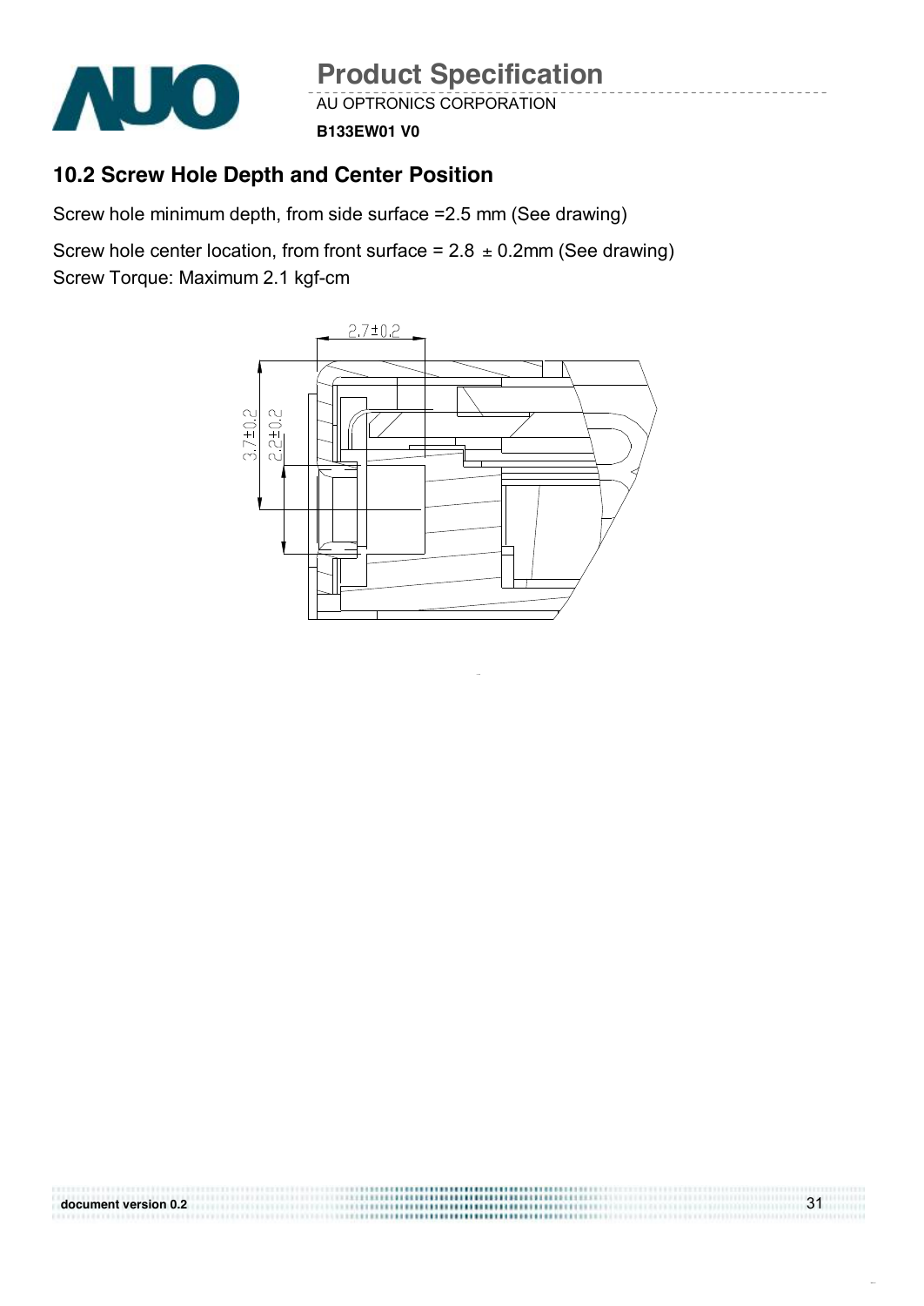## 10.2 Screw Hole Depth and Center Position

Screw hole minimum depth, from side surface =2.5 mm (See drawing)

Screw hole center location, from front surface = 2.8 ± 0.2mm (See drawing)
Screw Torque: Maximum 2.1 kgf-cm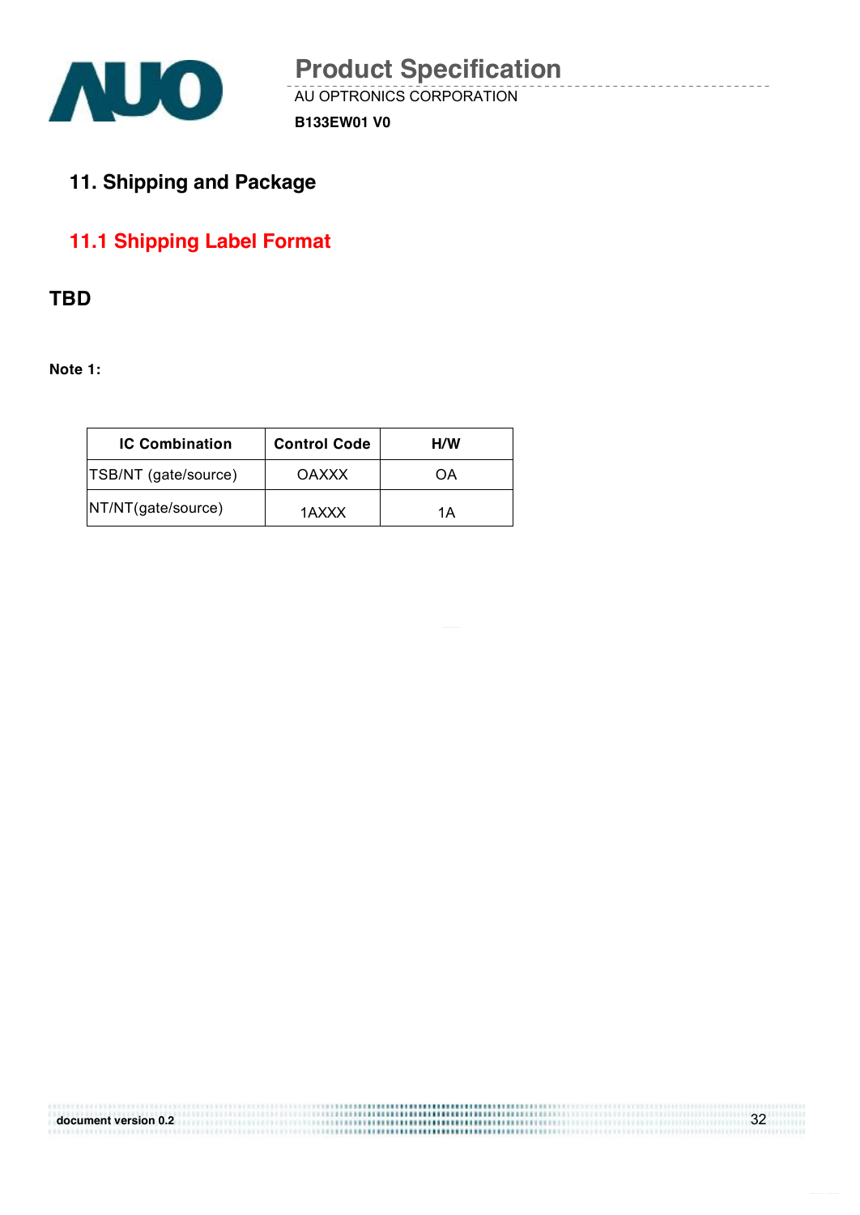## 11. Shipping and Package

### 11.1 Shipping Label Format

**TBD**

**Note 1:**

| IC Combination | Control Code | H/W |
|---|---|---|
| TSB/NT (gate/source) | OAXXX | OA |
| NT/NT(gate/source) | 1AXXX | 1A |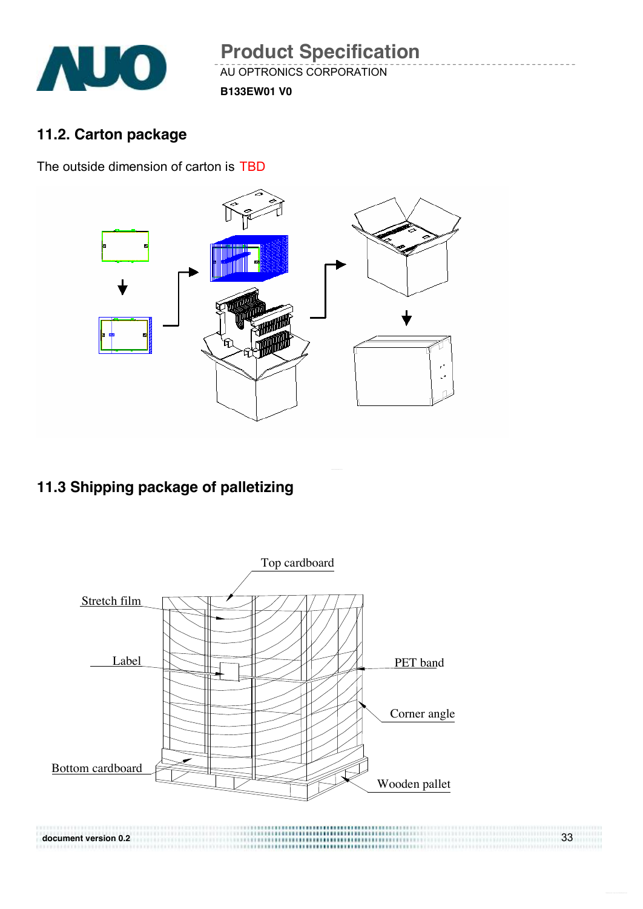## 11.2. Carton package

The outside dimension of carton is TBD

## 11.3 Shipping package of palletizing

Top cardboard

Stretch film

Label

PET band

Corner angle

Bottom cardboard

Wooden pallet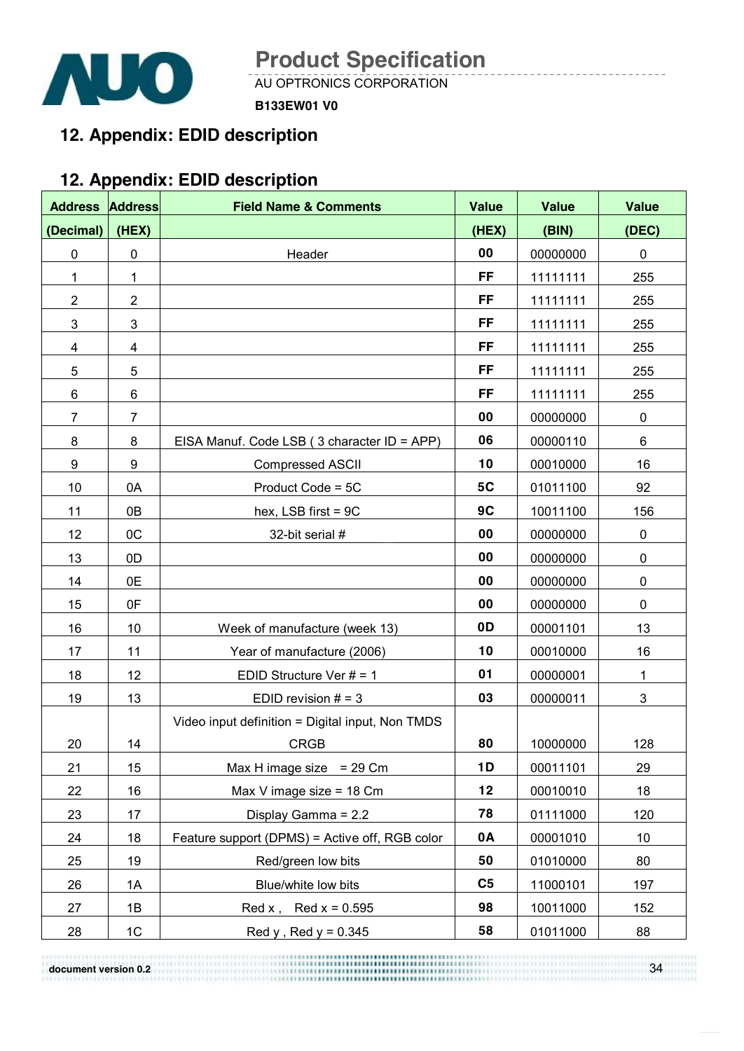## 12. Appendix: EDID description

## 12. Appendix: EDID description

| Address (Decimal) | Address (HEX) | Field Name & Comments | Value (HEX) | Value (BIN) | Value (DEC) |
|---|---|---|---|---|---|
| 0 | 0 | Header | 00 | 00000000 | 0 |
| 1 | 1 | | FF | 11111111 | 255 |
| 2 | 2 | | FF | 11111111 | 255 |
| 3 | 3 | | FF | 11111111 | 255 |
| 4 | 4 | | FF | 11111111 | 255 |
| 5 | 5 | | FF | 11111111 | 255 |
| 6 | 6 | | FF | 11111111 | 255 |
| 7 | 7 | | 00 | 00000000 | 0 |
| 8 | 8 | EISA Manuf. Code LSB ( 3 character ID = APP) | 06 | 00000110 | 6 |
| 9 | 9 | Compressed ASCII | 10 | 00010000 | 16 |
| 10 | 0A | Product Code = 5C | 5C | 01011100 | 92 |
| 11 | 0B | hex, LSB first = 9C | 9C | 10011100 | 156 |
| 12 | 0C | 32-bit serial # | 00 | 00000000 | 0 |
| 13 | 0D | | 00 | 00000000 | 0 |
| 14 | 0E | | 00 | 00000000 | 0 |
| 15 | 0F | | 00 | 00000000 | 0 |
| 16 | 10 | Week of manufacture (week 13) | 0D | 00001101 | 13 |
| 17 | 11 | Year of manufacture (2006) | 10 | 00010000 | 16 |
| 18 | 12 | EDID Structure Ver # = 1 | 01 | 00000001 | 1 |
| 19 | 13 | EDID revision # = 3 | 03 | 00000011 | 3 |
| 20 | 14 | Video input definition = Digital input, Non TMDS CRGB | 80 | 10000000 | 128 |
| 21 | 15 | Max H image size = 29 Cm | 1D | 00011101 | 29 |
| 22 | 16 | Max V image size = 18 Cm | 12 | 00010010 | 18 |
| 23 | 17 | Display Gamma = 2.2 | 78 | 01111000 | 120 |
| 24 | 18 | Feature support (DPMS) = Active off, RGB color | 0A | 00001010 | 10 |
| 25 | 19 | Red/green low bits | 50 | 01010000 | 80 |
| 26 | 1A | Blue/white low bits | C5 | 11000101 | 197 |
| 27 | 1B | Red x , Red x = 0.595 | 98 | 10011000 | 152 |
| 28 | 1C | Red y , Red y = 0.345 | 58 | 01011000 | 88 |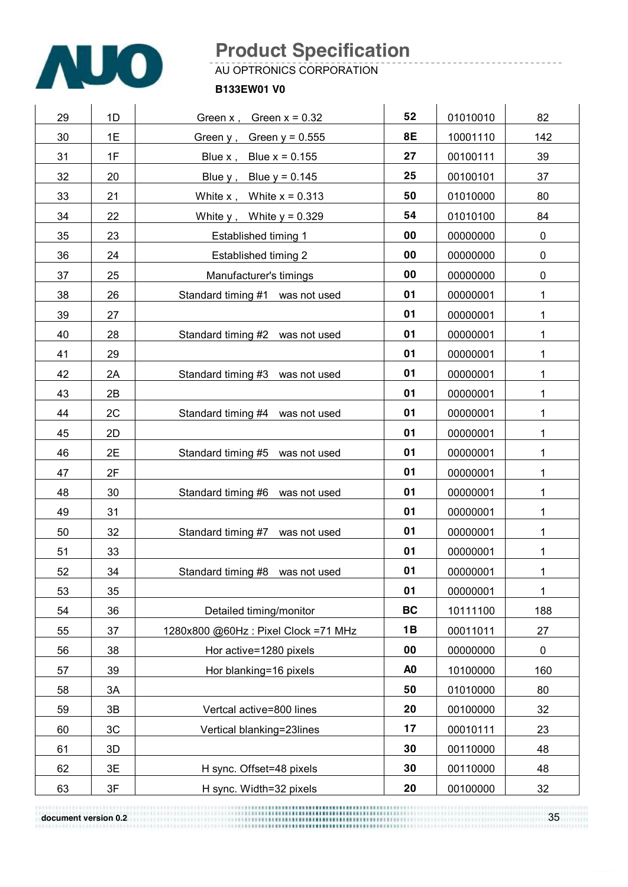| 29 | 1D | Green x , Green x = 0.32 | **52** | 01010010 | 82 |
|---|---|---|---|---|---|
| 30 | 1E | Green y , Green y = 0.555 | **8E** | 10001110 | 142 |
| 31 | 1F | Blue x , Blue x = 0.155 | **27** | 00100111 | 39 |
| 32 | 20 | Blue y , Blue y = 0.145 | **25** | 00100101 | 37 |
| 33 | 21 | White x , White x = 0.313 | **50** | 01010000 | 80 |
| 34 | 22 | White y , White y = 0.329 | **54** | 01010100 | 84 |
| 35 | 23 | Established timing 1 | **00** | 00000000 | 0 |
| 36 | 24 | Established timing 2 | **00** | 00000000 | 0 |
| 37 | 25 | Manufacturer's timings | **00** | 00000000 | 0 |
| 38 | 26 | Standard timing #1 was not used | **01** | 00000001 | 1 |
| 39 | 27 | | **01** | 00000001 | 1 |
| 40 | 28 | Standard timing #2 was not used | **01** | 00000001 | 1 |
| 41 | 29 | | **01** | 00000001 | 1 |
| 42 | 2A | Standard timing #3 was not used | **01** | 00000001 | 1 |
| 43 | 2B | | **01** | 00000001 | 1 |
| 44 | 2C | Standard timing #4 was not used | **01** | 00000001 | 1 |
| 45 | 2D | | **01** | 00000001 | 1 |
| 46 | 2E | Standard timing #5 was not used | **01** | 00000001 | 1 |
| 47 | 2F | | **01** | 00000001 | 1 |
| 48 | 30 | Standard timing #6 was not used | **01** | 00000001 | 1 |
| 49 | 31 | | **01** | 00000001 | 1 |
| 50 | 32 | Standard timing #7 was not used | **01** | 00000001 | 1 |
| 51 | 33 | | **01** | 00000001 | 1 |
| 52 | 34 | Standard timing #8 was not used | **01** | 00000001 | 1 |
| 53 | 35 | | **01** | 00000001 | 1 |
| 54 | 36 | Detailed timing/monitor | **BC** | 10111100 | 188 |
| 55 | 37 | 1280x800 @60Hz : Pixel Clock =71 MHz | **1B** | 00011011 | 27 |
| 56 | 38 | Hor active=1280 pixels | **00** | 00000000 | 0 |
| 57 | 39 | Hor blanking=16 pixels | **A0** | 10100000 | 160 |
| 58 | 3A | | **50** | 01010000 | 80 |
| 59 | 3B | Vertcal active=800 lines | **20** | 00100000 | 32 |
| 60 | 3C | Vertical blanking=23lines | **17** | 00010111 | 23 |
| 61 | 3D | | **30** | 00110000 | 48 |
| 62 | 3E | H sync. Offset=48 pixels | **30** | 00110000 | 48 |
| 63 | 3F | H sync. Width=32 pixels | **20** | 00100000 | 32 |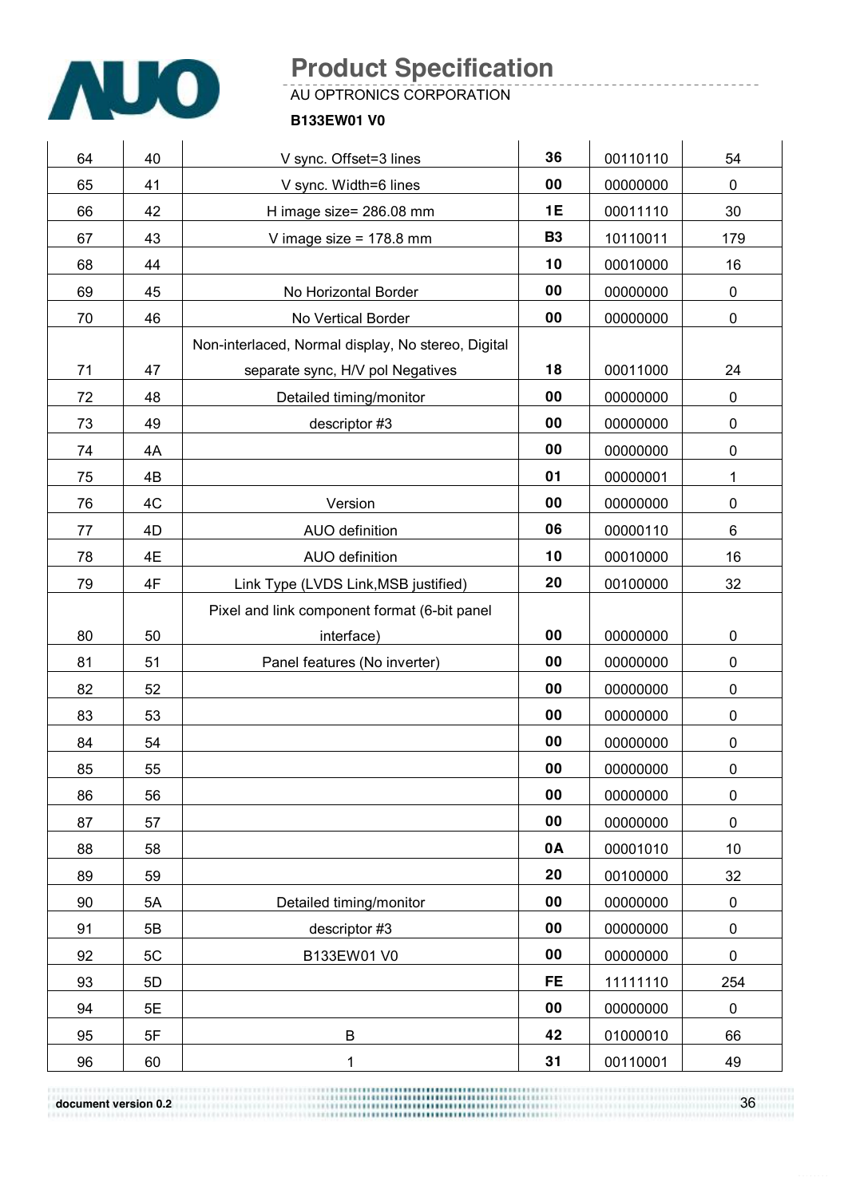| 64 | 40 | V sync. Offset=3 lines | **36** | 00110110 | 54 |
|---|---|---|---|---|---|
| 65 | 41 | V sync. Width=6 lines | **00** | 00000000 | 0 |
| 66 | 42 | H image size= 286.08 mm | **1E** | 00011110 | 30 |
| 67 | 43 | V image size = 178.8 mm | **B3** | 10110011 | 179 |
| 68 | 44 | | **10** | 00010000 | 16 |
| 69 | 45 | No Horizontal Border | **00** | 00000000 | 0 |
| 70 | 46 | No Vertical Border | **00** | 00000000 | 0 |
| 71 | 47 | Non-interlaced, Normal display, No stereo, Digital separate sync, H/V pol Negatives | **18** | 00011000 | 24 |
| 72 | 48 | Detailed timing/monitor | **00** | 00000000 | 0 |
| 73 | 49 | descriptor #3 | **00** | 00000000 | 0 |
| 74 | 4A | | **00** | 00000000 | 0 |
| 75 | 4B | | **01** | 00000001 | 1 |
| 76 | 4C | Version | **00** | 00000000 | 0 |
| 77 | 4D | AUO definition | **06** | 00000110 | 6 |
| 78 | 4E | AUO definition | **10** | 00010000 | 16 |
| 79 | 4F | Link Type (LVDS Link,MSB justified) | **20** | 00100000 | 32 |
| 80 | 50 | Pixel and link component format (6-bit panel interface) | **00** | 00000000 | 0 |
| 81 | 51 | Panel features (No inverter) | **00** | 00000000 | 0 |
| 82 | 52 | | **00** | 00000000 | 0 |
| 83 | 53 | | **00** | 00000000 | 0 |
| 84 | 54 | | **00** | 00000000 | 0 |
| 85 | 55 | | **00** | 00000000 | 0 |
| 86 | 56 | | **00** | 00000000 | 0 |
| 87 | 57 | | **00** | 00000000 | 0 |
| 88 | 58 | | **0A** | 00001010 | 10 |
| 89 | 59 | | **20** | 00100000 | 32 |
| 90 | 5A | Detailed timing/monitor | **00** | 00000000 | 0 |
| 91 | 5B | descriptor #3 | **00** | 00000000 | 0 |
| 92 | 5C | B133EW01 V0 | **00** | 00000000 | 0 |
| 93 | 5D | | **FE** | 11111110 | 254 |
| 94 | 5E | | **00** | 00000000 | 0 |
| 95 | 5F | B | **42** | 01000010 | 66 |
| 96 | 60 | 1 | **31** | 00110001 | 49 |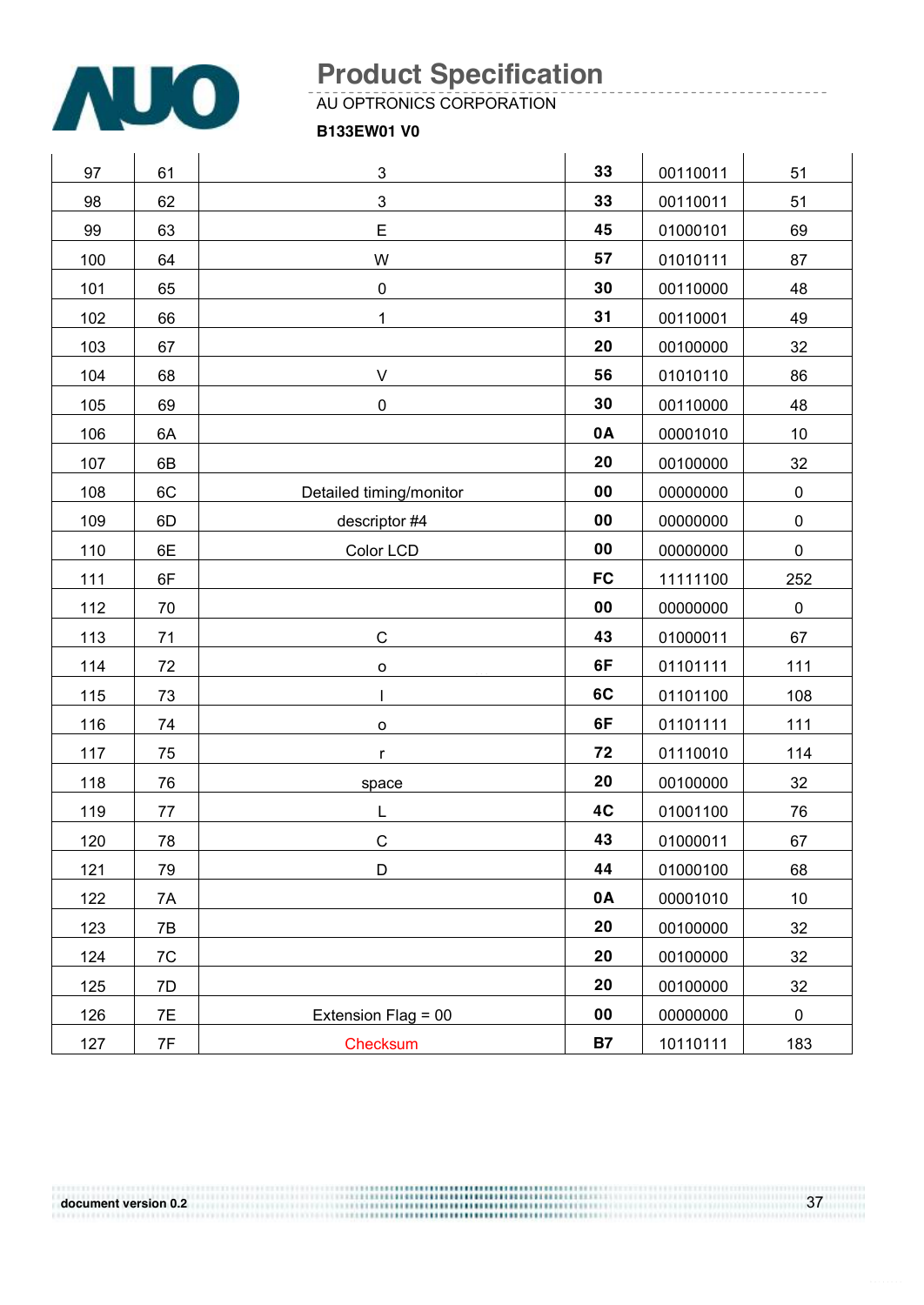| | | | | | |
|---|---|---|---|---|---|
| 97 | 61 | 3 | **33** | 00110011 | 51 |
| 98 | 62 | 3 | **33** | 00110011 | 51 |
| 99 | 63 | E | **45** | 01000101 | 69 |
| 100 | 64 | W | **57** | 01010111 | 87 |
| 101 | 65 | 0 | **30** | 00110000 | 48 |
| 102 | 66 | 1 | **31** | 00110001 | 49 |
| 103 | 67 | | **20** | 00100000 | 32 |
| 104 | 68 | V | **56** | 01010110 | 86 |
| 105 | 69 | 0 | **30** | 00110000 | 48 |
| 106 | 6A | | **0A** | 00001010 | 10 |
| 107 | 6B | | **20** | 00100000 | 32 |
| 108 | 6C | Detailed timing/monitor | **00** | 00000000 | 0 |
| 109 | 6D | descriptor #4 | **00** | 00000000 | 0 |
| 110 | 6E | Color LCD | **00** | 00000000 | 0 |
| 111 | 6F | | **FC** | 11111100 | 252 |
| 112 | 70 | | **00** | 00000000 | 0 |
| 113 | 71 | C | **43** | 01000011 | 67 |
| 114 | 72 | o | **6F** | 01101111 | 111 |
| 115 | 73 | l | **6C** | 01101100 | 108 |
| 116 | 74 | o | **6F** | 01101111 | 111 |
| 117 | 75 | r | **72** | 01110010 | 114 |
| 118 | 76 | space | **20** | 00100000 | 32 |
| 119 | 77 | L | **4C** | 01001100 | 76 |
| 120 | 78 | C | **43** | 01000011 | 67 |
| 121 | 79 | D | **44** | 01000100 | 68 |
| 122 | 7A | | **0A** | 00001010 | 10 |
| 123 | 7B | | **20** | 00100000 | 32 |
| 124 | 7C | | **20** | 00100000 | 32 |
| 125 | 7D | | **20** | 00100000 | 32 |
| 126 | 7E | Extension Flag = 00 | **00** | 00000000 | 0 |
| 127 | 7F | Checksum | **B7** | 10110111 | 183 |